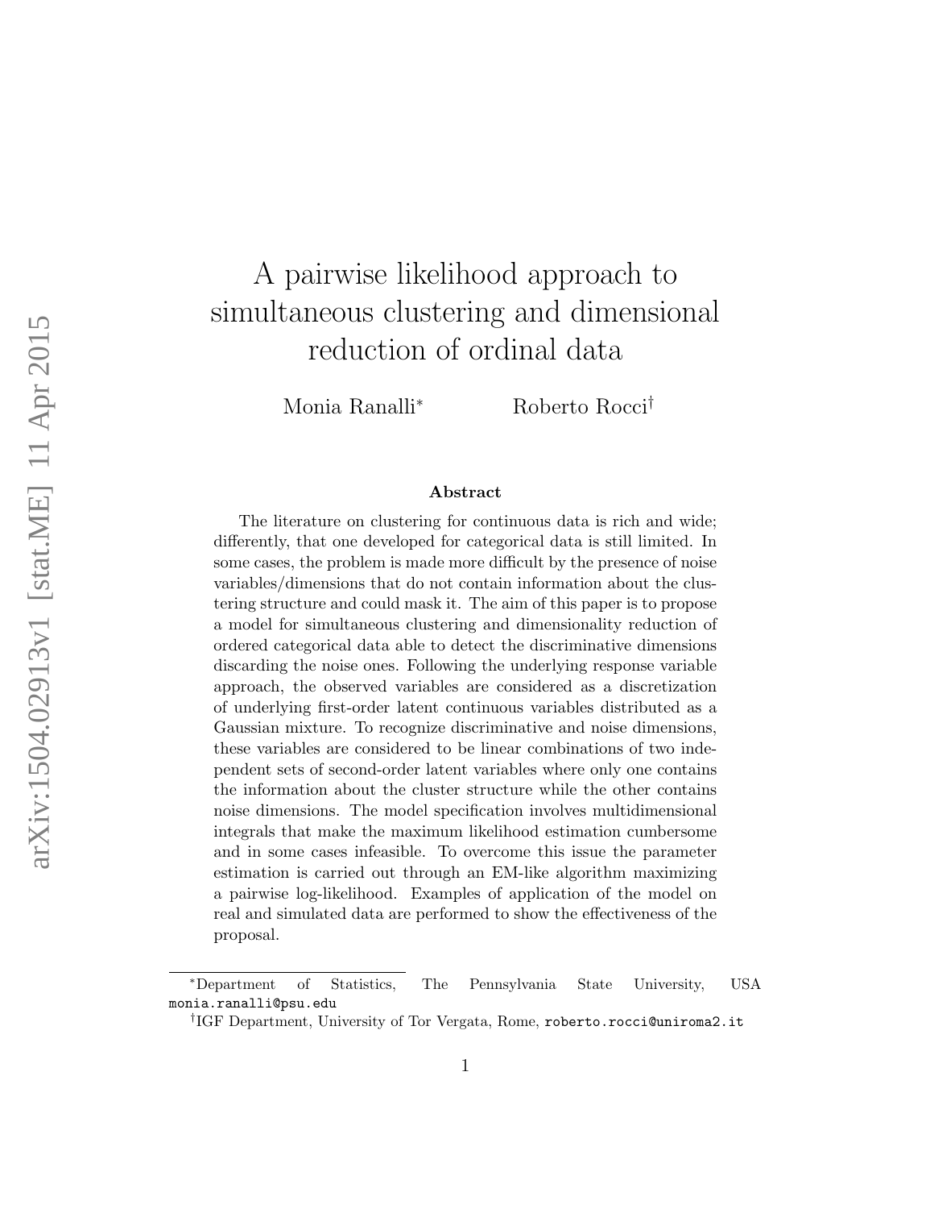# A pairwise likelihood approach to simultaneous clustering and dimensional reduction of ordinal data

Monia Ranalli[*] Roberto Rocci[†]

### Abstract

The literature on clustering for continuous data is rich and wide; differently, that one developed for categorical data is still limited. In some cases, the problem is made more difficult by the presence of noise variables/dimensions that do not contain information about the clustering structure and could mask it. The aim of this paper is to propose a model for simultaneous clustering and dimensionality reduction of ordered categorical data able to detect the discriminative dimensions discarding the noise ones. Following the underlying response variable approach, the observed variables are considered as a discretization of underlying first-order latent continuous variables distributed as a Gaussian mixture. To recognize discriminative and noise dimensions, these variables are considered to be linear combinations of two independent sets of second-order latent variables where only one contains the information about the cluster structure while the other contains noise dimensions. The model specification involves multidimensional integrals that make the maximum likelihood estimation cumbersome and in some cases infeasible. To overcome this issue the parameter estimation is carried out through an EM-like algorithm maximizing a pairwise log-likelihood. Examples of application of the model on real and simulated data are performed to show the effectiveness of the proposal.

---

[*] Department of Statistics, The Pennsylvania State University, USA monia.ranalli@psu.edu

[†] IGF Department, University of Tor Vergata, Rome, roberto.rocci@uniroma2.it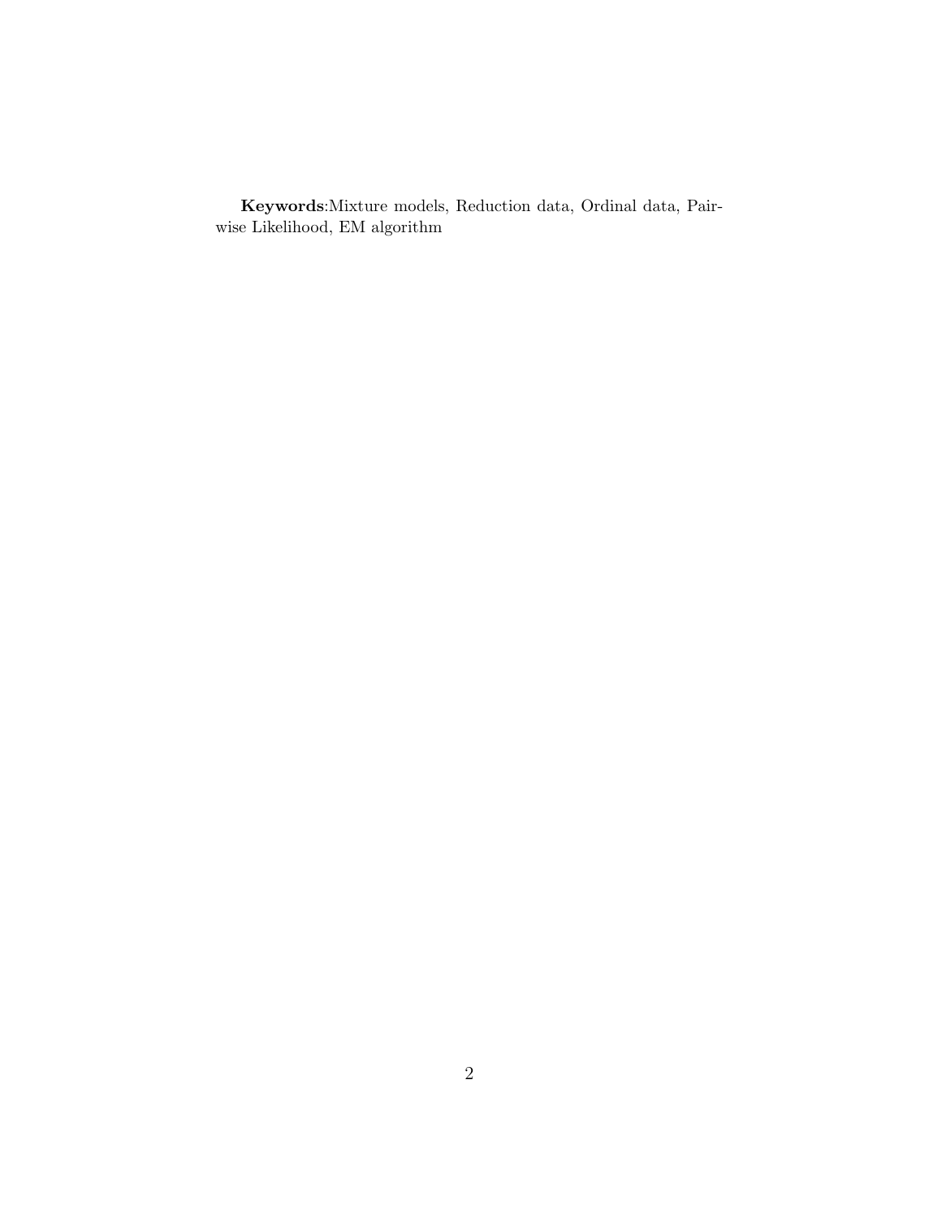**Keywords**:Mixture models, Reduction data, Ordinal data, Pairwise Likelihood, EM algorithm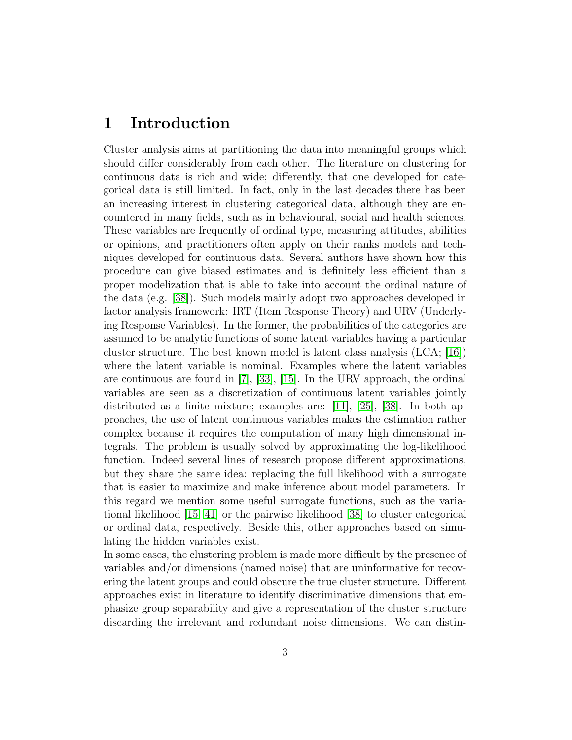# 1 Introduction

Cluster analysis aims at partitioning the data into meaningful groups which should differ considerably from each other. The literature on clustering for continuous data is rich and wide; differently, that one developed for categorical data is still limited. In fact, only in the last decades there has been an increasing interest in clustering categorical data, although they are encountered in many fields, such as in behavioural, social and health sciences. These variables are frequently of ordinal type, measuring attitudes, abilities or opinions, and practitioners often apply on their ranks models and techniques developed for continuous data. Several authors have shown how this procedure can give biased estimates and is definitely less efficient than a proper modelization that is able to take into account the ordinal nature of the data (e.g. [38]). Such models mainly adopt two approaches developed in factor analysis framework: IRT (Item Response Theory) and URV (Underlying Response Variables). In the former, the probabilities of the categories are assumed to be analytic functions of some latent variables having a particular cluster structure. The best known model is latent class analysis (LCA; [16]) where the latent variable is nominal. Examples where the latent variables are continuous are found in [7], [33], [15]. In the URV approach, the ordinal variables are seen as a discretization of continuous latent variables jointly distributed as a finite mixture; examples are: [11], [25], [38]. In both approaches, the use of latent continuous variables makes the estimation rather complex because it requires the computation of many high dimensional integrals. The problem is usually solved by approximating the log-likelihood function. Indeed several lines of research propose different approximations, but they share the same idea: replacing the full likelihood with a surrogate that is easier to maximize and make inference about model parameters. In this regard we mention some useful surrogate functions, such as the variational likelihood [15, 41] or the pairwise likelihood [38] to cluster categorical or ordinal data, respectively. Beside this, other approaches based on simulating the hidden variables exist.

In some cases, the clustering problem is made more difficult by the presence of variables and/or dimensions (named noise) that are uninformative for recovering the latent groups and could obscure the true cluster structure. Different approaches exist in literature to identify discriminative dimensions that emphasize group separability and give a representation of the cluster structure discarding the irrelevant and redundant noise dimensions. We can distin-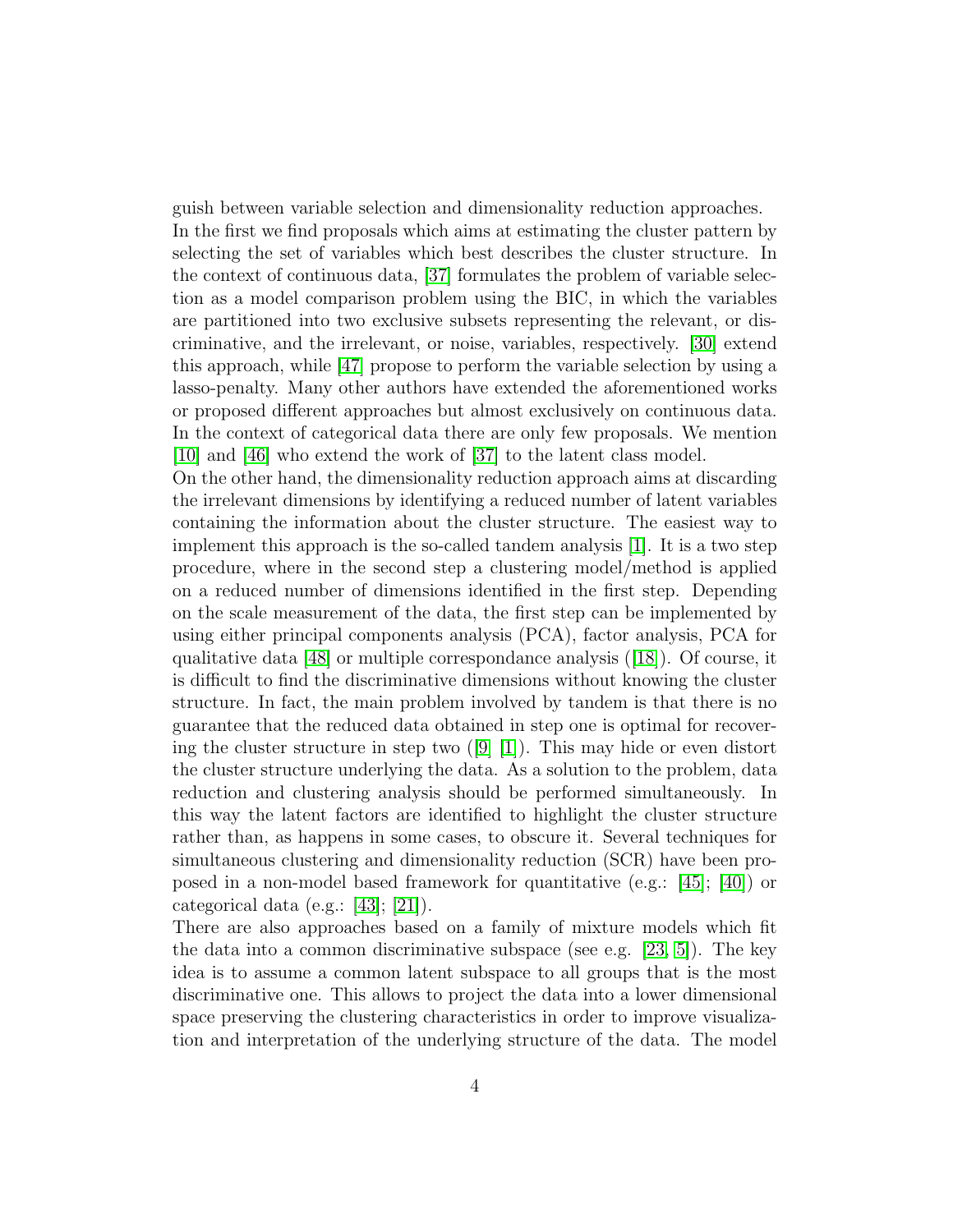guish between variable selection and dimensionality reduction approaches. In the first we find proposals which aims at estimating the cluster pattern by selecting the set of variables which best describes the cluster structure. In the context of continuous data, [37] formulates the problem of variable selection as a model comparison problem using the BIC, in which the variables are partitioned into two exclusive subsets representing the relevant, or discriminative, and the irrelevant, or noise, variables, respectively. [30] extend this approach, while [47] propose to perform the variable selection by using a lasso-penalty. Many other authors have extended the aforementioned works or proposed different approaches but almost exclusively on continuous data. In the context of categorical data there are only few proposals. We mention [10] and [46] who extend the work of [37] to the latent class model.

On the other hand, the dimensionality reduction approach aims at discarding the irrelevant dimensions by identifying a reduced number of latent variables containing the information about the cluster structure. The easiest way to implement this approach is the so-called tandem analysis [1]. It is a two step procedure, where in the second step a clustering model/method is applied on a reduced number of dimensions identified in the first step. Depending on the scale measurement of the data, the first step can be implemented by using either principal components analysis (PCA), factor analysis, PCA for qualitative data [48] or multiple correspondance analysis ([18]). Of course, it is difficult to find the discriminative dimensions without knowing the cluster structure. In fact, the main problem involved by tandem is that there is no guarantee that the reduced data obtained in step one is optimal for recovering the cluster structure in step two ([9] [1]). This may hide or even distort the cluster structure underlying the data. As a solution to the problem, data reduction and clustering analysis should be performed simultaneously. In this way the latent factors are identified to highlight the cluster structure rather than, as happens in some cases, to obscure it. Several techniques for simultaneous clustering and dimensionality reduction (SCR) have been proposed in a non-model based framework for quantitative (e.g.: [45]; [40]) or categorical data (e.g.: [43]; [21]).

There are also approaches based on a family of mixture models which fit the data into a common discriminative subspace (see e.g. [23, 5]). The key idea is to assume a common latent subspace to all groups that is the most discriminative one. This allows to project the data into a lower dimensional space preserving the clustering characteristics in order to improve visualization and interpretation of the underlying structure of the data. The model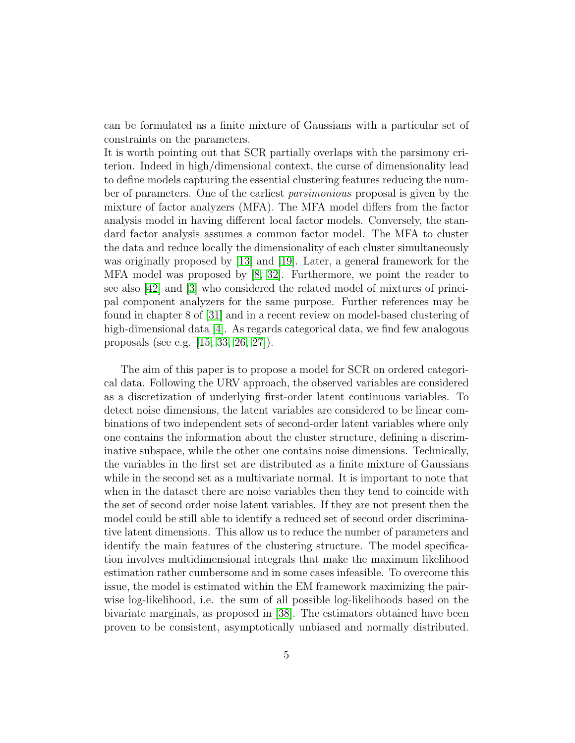can be formulated as a finite mixture of Gaussians with a particular set of constraints on the parameters.
It is worth pointing out that SCR partially overlaps with the parsimony criterion. Indeed in high/dimensional context, the curse of dimensionality lead to define models capturing the essential clustering features reducing the number of parameters. One of the earliest *parsimonious* proposal is given by the mixture of factor analyzers (MFA). The MFA model differs from the factor analysis model in having different local factor models. Conversely, the standard factor analysis assumes a common factor model. The MFA to cluster the data and reduce locally the dimensionality of each cluster simultaneously was originally proposed by [13] and [19]. Later, a general framework for the MFA model was proposed by [8, 32]. Furthermore, we point the reader to see also [42] and [3] who considered the related model of mixtures of principal component analyzers for the same purpose. Further references may be found in chapter 8 of [31] and in a recent review on model-based clustering of high-dimensional data [4]. As regards categorical data, we find few analogous proposals (see e.g. [15, 33, 26, 27]).

The aim of this paper is to propose a model for SCR on ordered categorical data. Following the URV approach, the observed variables are considered as a discretization of underlying first-order latent continuous variables. To detect noise dimensions, the latent variables are considered to be linear combinations of two independent sets of second-order latent variables where only one contains the information about the cluster structure, defining a discriminative subspace, while the other one contains noise dimensions. Technically, the variables in the first set are distributed as a finite mixture of Gaussians while in the second set as a multivariate normal. It is important to note that when in the dataset there are noise variables then they tend to coincide with the set of second order noise latent variables. If they are not present then the model could be still able to identify a reduced set of second order discriminative latent dimensions. This allow us to reduce the number of parameters and identify the main features of the clustering structure. The model specification involves multidimensional integrals that make the maximum likelihood estimation rather cumbersome and in some cases infeasible. To overcome this issue, the model is estimated within the EM framework maximizing the pairwise log-likelihood, i.e. the sum of all possible log-likelihoods based on the bivariate marginals, as proposed in [38]. The estimators obtained have been proven to be consistent, asymptotically unbiased and normally distributed.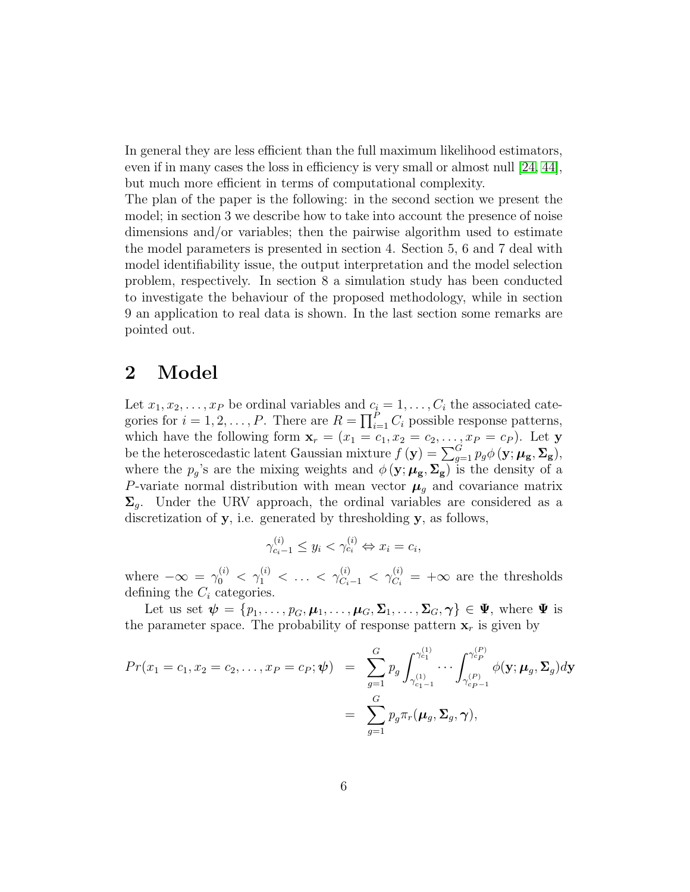In general they are less efficient than the full maximum likelihood estimators, even if in many cases the loss in efficiency is very small or almost null [24, 44], but much more efficient in terms of computational complexity.
The plan of the paper is the following: in the second section we present the model; in section 3 we describe how to take into account the presence of noise dimensions and/or variables; then the pairwise algorithm used to estimate the model parameters is presented in section 4. Section 5, 6 and 7 deal with model identifiability issue, the output interpretation and the model selection problem, respectively. In section 8 a simulation study has been conducted to investigate the behaviour of the proposed methodology, while in section 9 an application to real data is shown. In the last section some remarks are pointed out.

## 2 Model

Let $x_1, x_2, \ldots, x_P$ be ordinal variables and $c_i = 1, \ldots, C_i$ the associated categories for $i = 1, 2, \ldots, P$. There are $R = \prod_{i=1}^{P} C_i$ possible response patterns, which have the following form $\mathbf{x}_r = (x_1 = c_1, x_2 = c_2, \ldots, x_P = c_P)$. Let $\mathbf{y}$ be the heteroscedastic latent Gaussian mixture $f(\mathbf{y}) = \sum_{g=1}^{G} p_g \phi(\mathbf{y}; \boldsymbol{\mu}_\mathbf{g}, \boldsymbol{\Sigma}_\mathbf{g})$, where the $p_g$'s are the mixing weights and $\phi(\mathbf{y}; \boldsymbol{\mu}_\mathbf{g}, \boldsymbol{\Sigma}_\mathbf{g})$ is the density of a $P$-variate normal distribution with mean vector $\boldsymbol{\mu}_g$ and covariance matrix $\boldsymbol{\Sigma}_g$. Under the URV approach, the ordinal variables are considered as a discretization of $\mathbf{y}$, i.e. generated by thresholding $\mathbf{y}$, as follows,

$$\gamma_{c_i-1}^{(i)} \leq y_i < \gamma_{c_i}^{(i)} \Leftrightarrow x_i = c_i,$$

where $-\infty = \gamma_0^{(i)} < \gamma_1^{(i)} < \ldots < \gamma_{C_i-1}^{(i)} < \gamma_{C_i}^{(i)} = +\infty$ are the thresholds defining the $C_i$ categories.

Let us set $\boldsymbol{\psi} = \{p_1, \ldots, p_G, \boldsymbol{\mu}_1, \ldots, \boldsymbol{\mu}_G, \boldsymbol{\Sigma}_1, \ldots, \boldsymbol{\Sigma}_G, \boldsymbol{\gamma}\} \in \boldsymbol{\Psi}$, where $\boldsymbol{\Psi}$ is the parameter space. The probability of response pattern $\mathbf{x}_r$ is given by

$$
\begin{aligned}
Pr(x_1 = c_1, x_2 = c_2, \ldots, x_P = c_P; \boldsymbol{\psi}) &= \sum_{g=1}^{G} p_g \int_{\gamma_{c_1-1}^{(1)}}^{\gamma_{c_1}^{(1)}} \cdots \int_{\gamma_{c_P-1}^{(P)}}^{\gamma_{c_P}^{(P)}} \phi(\mathbf{y}; \boldsymbol{\mu}_g, \boldsymbol{\Sigma}_g) d\mathbf{y} \\
&= \sum_{g=1}^{G} p_g \pi_r(\boldsymbol{\mu}_g, \boldsymbol{\Sigma}_g, \boldsymbol{\gamma}),
\end{aligned}
$$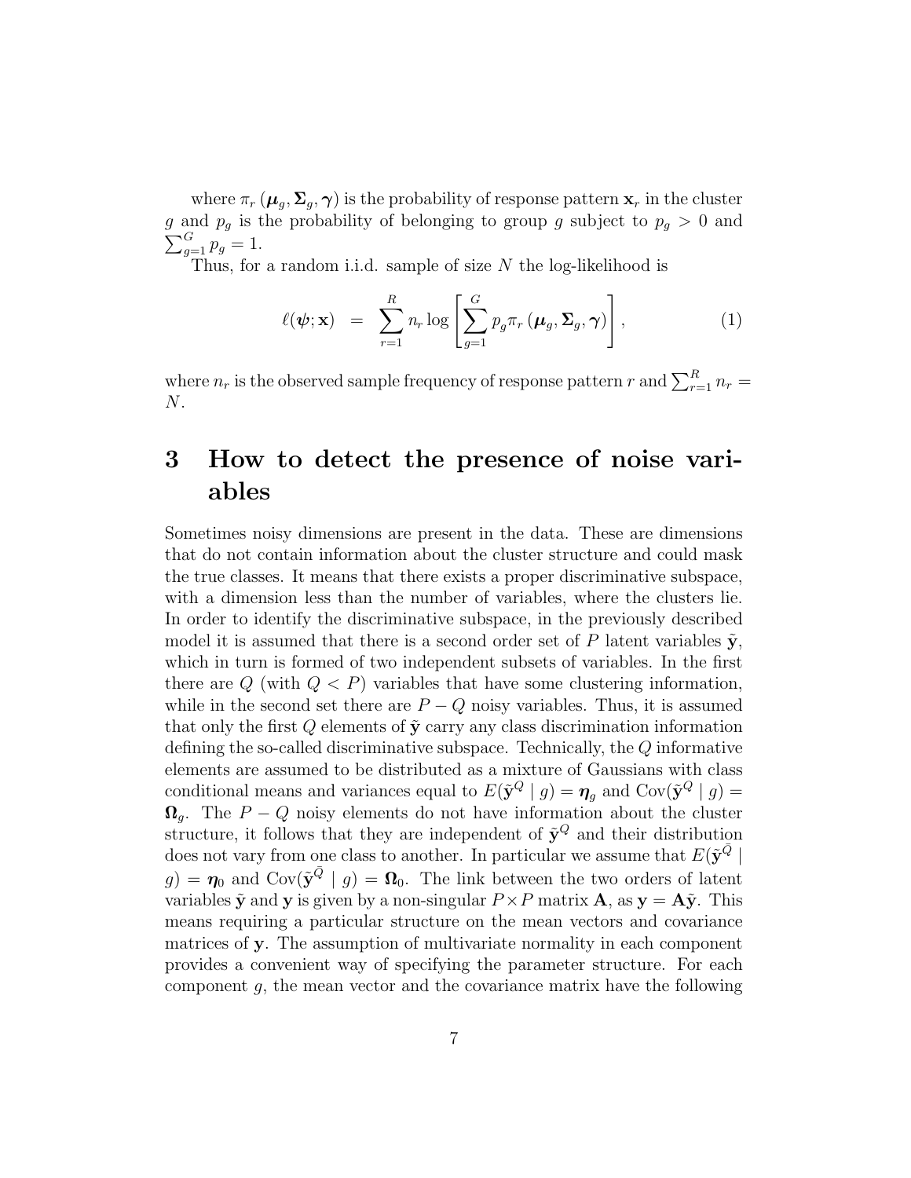where $\pi_r(\boldsymbol{\mu}_g, \boldsymbol{\Sigma}_g, \boldsymbol{\gamma})$ is the probability of response pattern $\mathbf{x}_r$ in the cluster $g$ and $p_g$ is the probability of belonging to group $g$ subject to $p_g > 0$ and $\sum_{g=1}^{G} p_g = 1$.

Thus, for a random i.i.d. sample of size $N$ the log-likelihood is

$$\ell(\boldsymbol{\psi}; \mathbf{x}) \;=\; \sum_{r=1}^{R} n_r \log \left[ \sum_{g=1}^{G} p_g \pi_r(\boldsymbol{\mu}_g, \boldsymbol{\Sigma}_g, \boldsymbol{\gamma}) \right], \tag{1}$$

where $n_r$ is the observed sample frequency of response pattern $r$ and $\sum_{r=1}^{R} n_r = N$.

# 3 How to detect the presence of noise variables

Sometimes noisy dimensions are present in the data. These are dimensions that do not contain information about the cluster structure and could mask the true classes. It means that there exists a proper discriminative subspace, with a dimension less than the number of variables, where the clusters lie. In order to identify the discriminative subspace, in the previously described model it is assumed that there is a second order set of $P$ latent variables $\tilde{\mathbf{y}}$, which in turn is formed of two independent subsets of variables. In the first there are $Q$ (with $Q < P$) variables that have some clustering information, while in the second set there are $P - Q$ noisy variables. Thus, it is assumed that only the first $Q$ elements of $\tilde{\mathbf{y}}$ carry any class discrimination information defining the so-called discriminative subspace. Technically, the $Q$ informative elements are assumed to be distributed as a mixture of Gaussians with class conditional means and variances equal to $E(\tilde{\mathbf{y}}^{Q} \mid g) = \boldsymbol{\eta}_g$ and $\text{Cov}(\tilde{\mathbf{y}}^{Q} \mid g) = \boldsymbol{\Omega}_g$. The $P - Q$ noisy elements do not have information about the cluster structure, it follows that they are independent of $\tilde{\mathbf{y}}^{Q}$ and their distribution does not vary from one class to another. In particular we assume that $E(\tilde{\mathbf{y}}^{\bar{Q}} \mid g) = \boldsymbol{\eta}_0$ and $\text{Cov}(\tilde{\mathbf{y}}^{\bar{Q}} \mid g) = \boldsymbol{\Omega}_0$. The link between the two orders of latent variables $\tilde{\mathbf{y}}$ and $\mathbf{y}$ is given by a non-singular $P \times P$ matrix $\mathbf{A}$, as $\mathbf{y} = \mathbf{A}\tilde{\mathbf{y}}$. This means requiring a particular structure on the mean vectors and covariance matrices of $\mathbf{y}$. The assumption of multivariate normality in each component provides a convenient way of specifying the parameter structure. For each component $g$, the mean vector and the covariance matrix have the following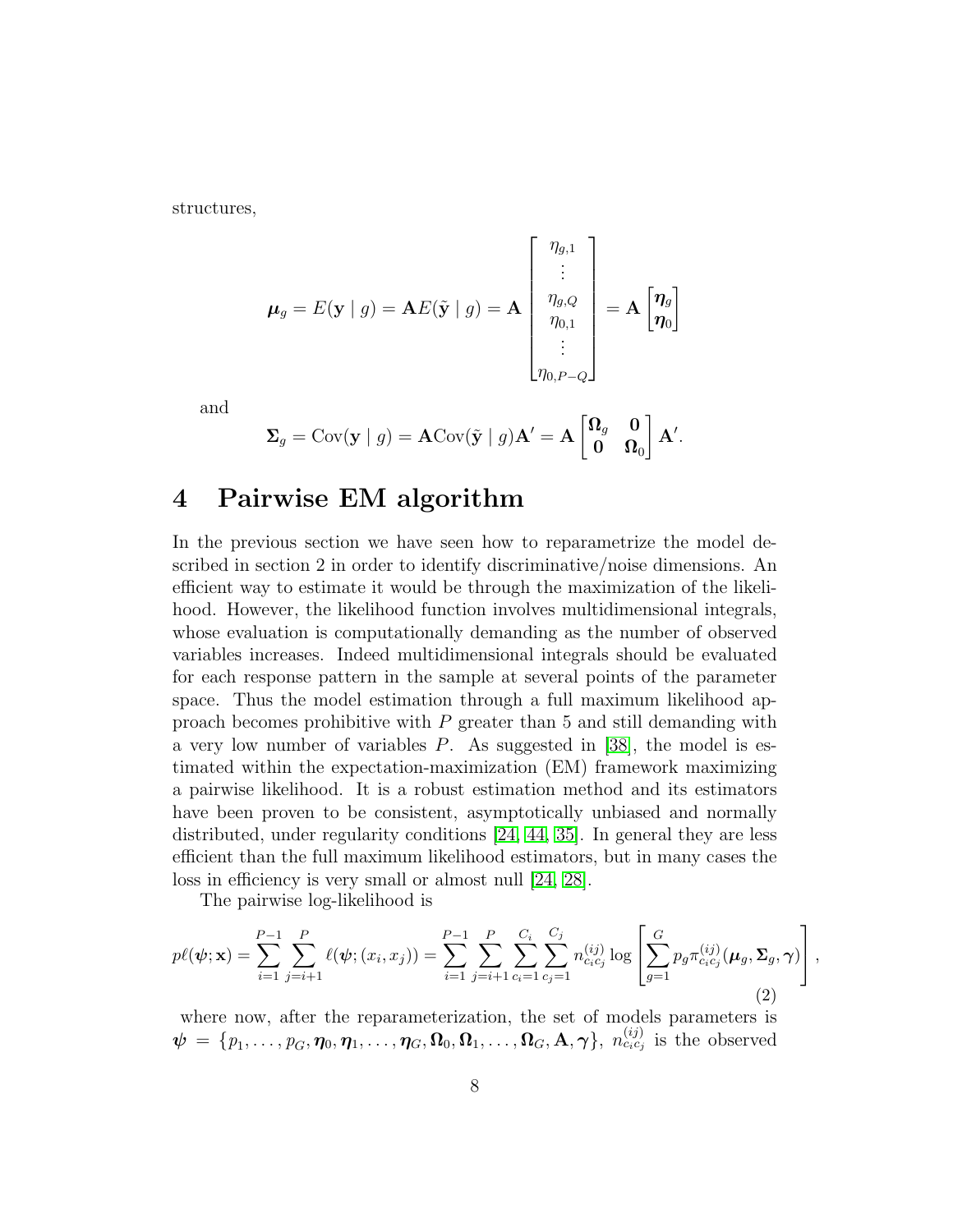structures,

$$
\boldsymbol{\mu}_g = E(\mathbf{y} \mid g) = \mathbf{A}E(\tilde{\mathbf{y}} \mid g) = \mathbf{A} \begin{bmatrix} \eta_{g,1} \\ \vdots \\ \eta_{g,Q} \\ \eta_{0,1} \\ \vdots \\ \eta_{0,P-Q} \end{bmatrix} = \mathbf{A} \begin{bmatrix} \boldsymbol{\eta}_g \\ \boldsymbol{\eta}_0 \end{bmatrix}
$$

and

$$
\boldsymbol{\Sigma}_g = \mathrm{Cov}(\mathbf{y} \mid g) = \mathbf{A}\mathrm{Cov}(\tilde{\mathbf{y}} \mid g)\mathbf{A}' = \mathbf{A} \begin{bmatrix} \boldsymbol{\Omega}_g & \mathbf{0} \\ \mathbf{0} & \boldsymbol{\Omega}_0 \end{bmatrix} \mathbf{A}'.
$$

# 4 Pairwise EM algorithm

In the previous section we have seen how to reparametrize the model described in section 2 in order to identify discriminative/noise dimensions. An efficient way to estimate it would be through the maximization of the likelihood. However, the likelihood function involves multidimensional integrals, whose evaluation is computationally demanding as the number of observed variables increases. Indeed multidimensional integrals should be evaluated for each response pattern in the sample at several points of the parameter space. Thus the model estimation through a full maximum likelihood approach becomes prohibitive with $P$ greater than 5 and still demanding with a very low number of variables $P$. As suggested in [38], the model is estimated within the expectation-maximization (EM) framework maximizing a pairwise likelihood. It is a robust estimation method and its estimators have been proven to be consistent, asymptotically unbiased and normally distributed, under regularity conditions [24, 44, 35]. In general they are less efficient than the full maximum likelihood estimators, but in many cases the loss in efficiency is very small or almost null [24, 28].

The pairwise log-likelihood is

$$
p\ell(\boldsymbol{\psi}; \mathbf{x}) = \sum_{i=1}^{P-1} \sum_{j=i+1}^{P} \ell(\boldsymbol{\psi}; (x_i, x_j)) = \sum_{i=1}^{P-1} \sum_{j=i+1}^{P} \sum_{c_i=1}^{C_i} \sum_{c_j=1}^{C_j} n_{c_i c_j}^{(ij)} \log \left[ \sum_{g=1}^{G} p_g \pi_{c_i c_j}^{(ij)}(\boldsymbol{\mu}_g, \boldsymbol{\Sigma}_g, \boldsymbol{\gamma}) \right], \tag{2}
$$

where now, after the reparameterization, the set of models parameters is $\boldsymbol{\psi} = \{p_1, \ldots, p_G, \boldsymbol{\eta}_0, \boldsymbol{\eta}_1, \ldots, \boldsymbol{\eta}_G, \boldsymbol{\Omega}_0, \boldsymbol{\Omega}_1, \ldots, \boldsymbol{\Omega}_G, \mathbf{A}, \boldsymbol{\gamma}\}$, $n_{c_i c_j}^{(ij)}$ is the observed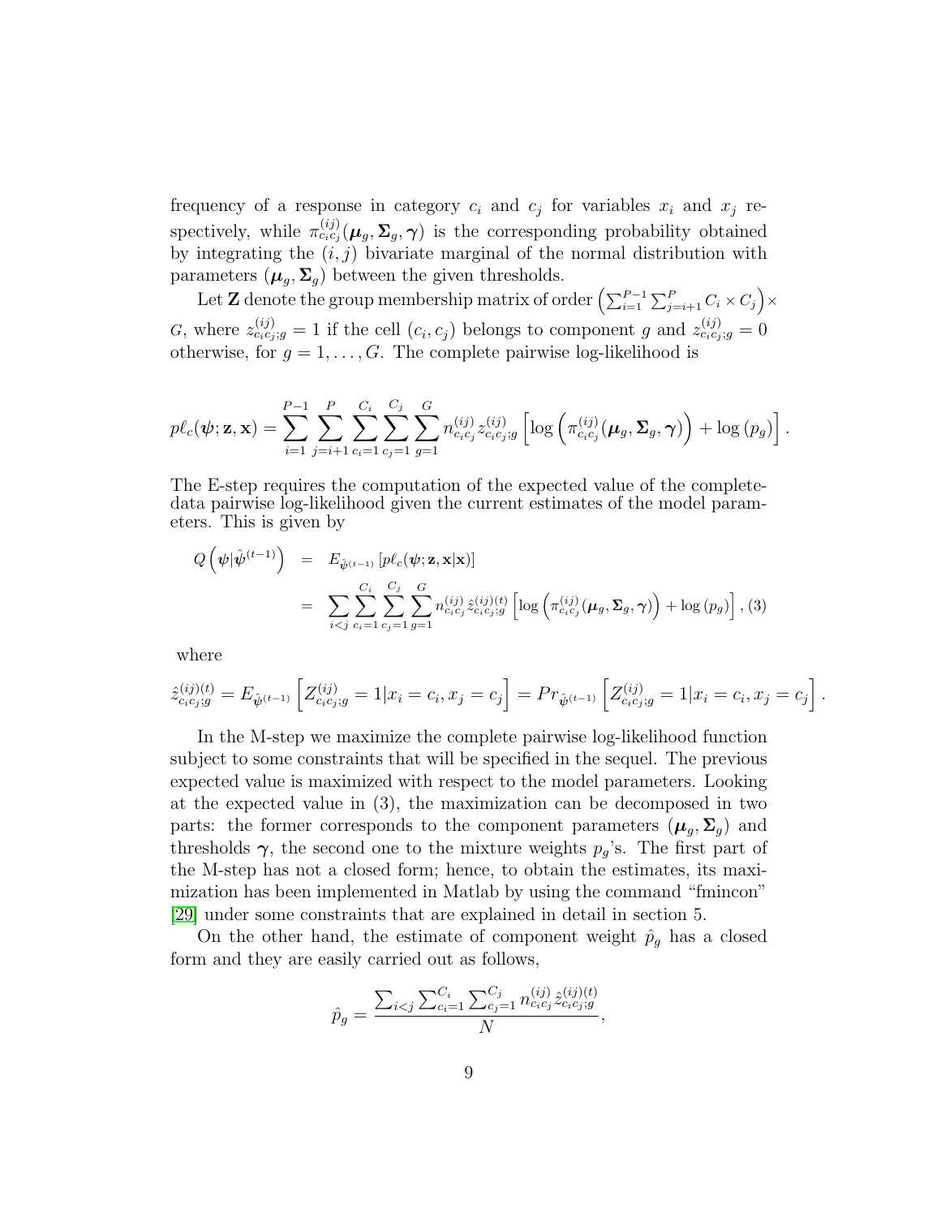frequency of a response in category $c_i$ and $c_j$ for variables $x_i$ and $x_j$ respectively, while $\pi^{(ij)}_{c_i c_j}(\boldsymbol{\mu}_g, \boldsymbol{\Sigma}_g, \boldsymbol{\gamma})$ is the corresponding probability obtained by integrating the $(i, j)$ bivariate marginal of the normal distribution with parameters $(\boldsymbol{\mu}_g, \boldsymbol{\Sigma}_g)$ between the given thresholds.

Let $\mathbf{Z}$ denote the group membership matrix of order $\left(\sum_{i=1}^{P-1}\sum_{j=i+1}^{P} C_i \times C_j\right) \times G$, where $z^{(ij)}_{c_i c_j;g} = 1$ if the cell $(c_i, c_j)$ belongs to component $g$ and $z^{(ij)}_{c_i c_j;g} = 0$ otherwise, for $g = 1, \ldots, G$. The complete pairwise log-likelihood is

$$p\ell_c(\boldsymbol{\psi}; \mathbf{z}, \mathbf{x}) = \sum_{i=1}^{P-1}\sum_{j=i+1}^{P}\sum_{c_i=1}^{C_i}\sum_{c_j=1}^{C_j}\sum_{g=1}^{G} n^{(ij)}_{c_i c_j} z^{(ij)}_{c_i c_j;g}\left[\log\left(\pi^{(ij)}_{c_i c_j}(\boldsymbol{\mu}_g, \boldsymbol{\Sigma}_g, \boldsymbol{\gamma})\right) + \log\left(p_g\right)\right].$$

The E-step requires the computation of the expected value of the complete-data pairwise log-likelihood given the current estimates of the model parameters. This is given by

$$\begin{aligned} Q\left(\boldsymbol{\psi}|\hat{\boldsymbol{\psi}}^{(t-1)}\right) &= E_{\hat{\boldsymbol{\psi}}^{(t-1)}}\left[p\ell_c(\boldsymbol{\psi}; \mathbf{z}, \mathbf{x}|\mathbf{x})\right] \\ &= \sum_{i<j}\sum_{c_i=1}^{C_i}\sum_{c_j=1}^{C_j}\sum_{g=1}^{G} n^{(ij)}_{c_i c_j}\hat{z}^{(ij)(t)}_{c_i c_j;g}\left[\log\left(\pi^{(ij)}_{c_i c_j}(\boldsymbol{\mu}_g, \boldsymbol{\Sigma}_g, \boldsymbol{\gamma})\right) + \log\left(p_g\right)\right], \quad (3) \end{aligned}$$

where

$$\hat{z}^{(ij)(t)}_{c_i c_j;g} = E_{\hat{\boldsymbol{\psi}}^{(t-1)}}\left[Z^{(ij)}_{c_i c_j;g} = 1|x_i = c_i, x_j = c_j\right] = Pr_{\hat{\boldsymbol{\psi}}^{(t-1)}}\left[Z^{(ij)}_{c_i c_j;g} = 1|x_i = c_i, x_j = c_j\right].$$

In the M-step we maximize the complete pairwise log-likelihood function subject to some constraints that will be specified in the sequel. The previous expected value is maximized with respect to the model parameters. Looking at the expected value in (3), the maximization can be decomposed in two parts: the former corresponds to the component parameters $(\boldsymbol{\mu}_g, \boldsymbol{\Sigma}_g)$ and thresholds $\boldsymbol{\gamma}$, the second one to the mixture weights $p_g$'s. The first part of the M-step has not a closed form; hence, to obtain the estimates, its maximization has been implemented in Matlab by using the command "fmincon" [29] under some constraints that are explained in detail in section 5.

On the other hand, the estimate of component weight $\hat{p}_g$ has a closed form and they are easily carried out as follows,

$$\hat{p}_g = \frac{\sum_{i<j}\sum_{c_i=1}^{C_i}\sum_{c_j=1}^{C_j} n^{(ij)}_{c_i c_j}\hat{z}^{(ij)(t)}_{c_i c_j;g}}{N},$$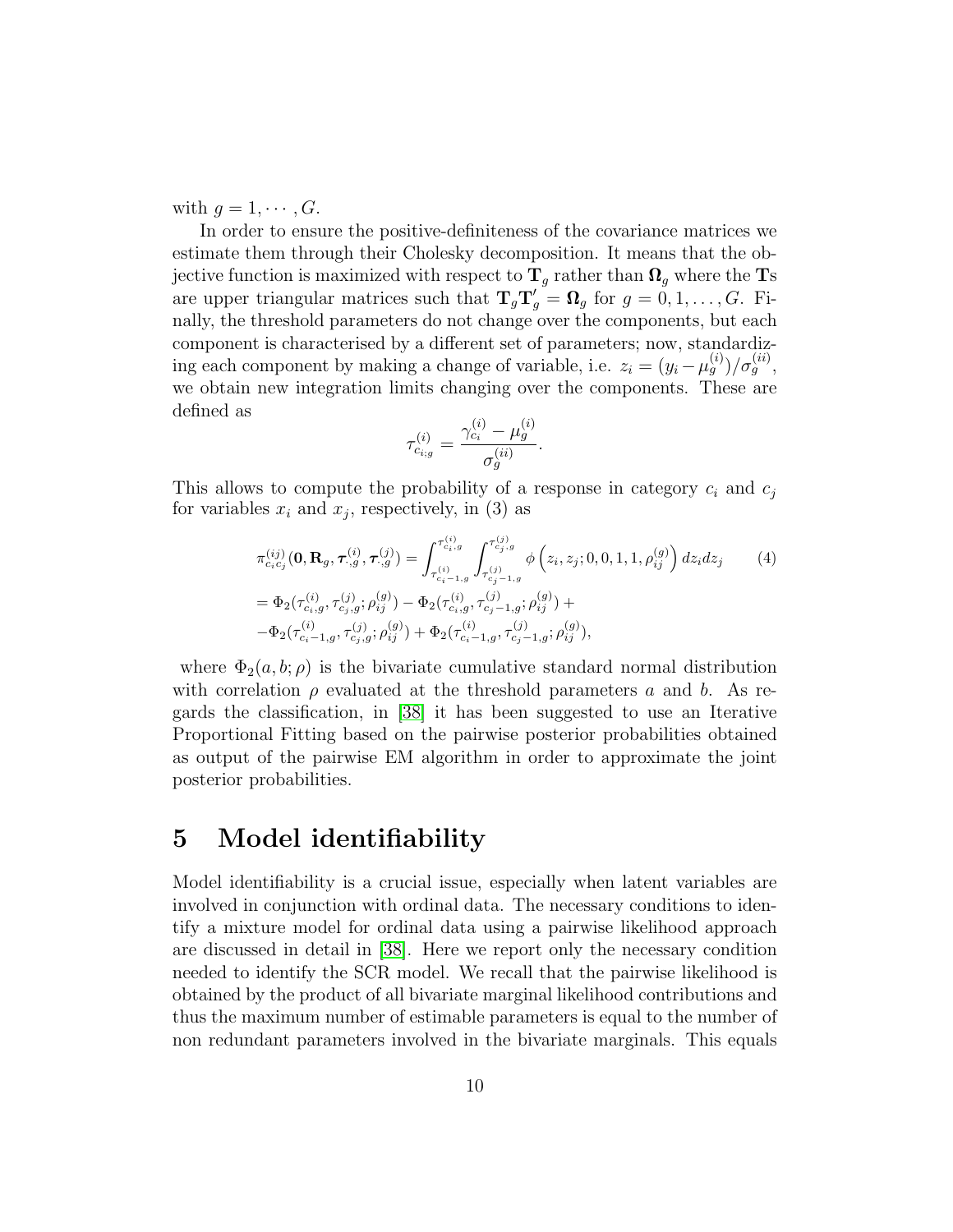with $g = 1, \cdots, G$.

In order to ensure the positive-definiteness of the covariance matrices we estimate them through their Cholesky decomposition. It means that the objective function is maximized with respect to $\mathbf{T}_g$ rather than $\mathbf{\Omega}_g$ where the $\mathbf{T}$s are upper triangular matrices such that $\mathbf{T}_g\mathbf{T}_g' = \mathbf{\Omega}_g$ for $g = 0, 1, \ldots, G$. Finally, the threshold parameters do not change over the components, but each component is characterised by a different set of parameters; now, standardizing each component by making a change of variable, i.e. $z_i = (y_i - \mu_g^{(i)})/\sigma_g^{(ii)}$, we obtain new integration limits changing over the components. These are defined as

$$\tau_{c_{i};g}^{(i)} = \frac{\gamma_{c_i}^{(i)} - \mu_g^{(i)}}{\sigma_g^{(ii)}}.$$

This allows to compute the probability of a response in category $c_i$ and $c_j$ for variables $x_i$ and $x_j$, respectively, in (3) as

$$\pi_{c_i c_j}^{(ij)}(\mathbf{0}, \mathbf{R}_g, \boldsymbol{\tau}_{,g}^{(i)}, \boldsymbol{\tau}_{,g}^{(j)}) = \int_{\tau_{c_i-1,g}^{(i)}}^{\tau_{c_i,g}^{(i)}} \int_{\tau_{c_j-1,g}^{(j)}}^{\tau_{c_j,g}^{(j)}} \phi\left(z_i, z_j; 0, 0, 1, 1, \rho_{ij}^{(g)}\right) dz_i dz_j \qquad (4)$$

$$= \Phi_2(\tau_{c_i,g}^{(i)}, \tau_{c_j,g}^{(j)}; \rho_{ij}^{(g)}) - \Phi_2(\tau_{c_i,g}^{(i)}, \tau_{c_j-1,g}^{(j)}; \rho_{ij}^{(g)}) +$$

$$-\Phi_2(\tau_{c_i-1,g}^{(i)}, \tau_{c_j,g}^{(j)}; \rho_{ij}^{(g)}) + \Phi_2(\tau_{c_i-1,g}^{(i)}, \tau_{c_j-1,g}^{(j)}; \rho_{ij}^{(g)}),$$

where $\Phi_2(a, b; \rho)$ is the bivariate cumulative standard normal distribution with correlation $\rho$ evaluated at the threshold parameters $a$ and $b$. As regards the classification, in [38] it has been suggested to use an Iterative Proportional Fitting based on the pairwise posterior probabilities obtained as output of the pairwise EM algorithm in order to approximate the joint posterior probabilities.

# 5 Model identifiability

Model identifiability is a crucial issue, especially when latent variables are involved in conjunction with ordinal data. The necessary conditions to identify a mixture model for ordinal data using a pairwise likelihood approach are discussed in detail in [38]. Here we report only the necessary condition needed to identify the SCR model. We recall that the pairwise likelihood is obtained by the product of all bivariate marginal likelihood contributions and thus the maximum number of estimable parameters is equal to the number of non redundant parameters involved in the bivariate marginals. This equals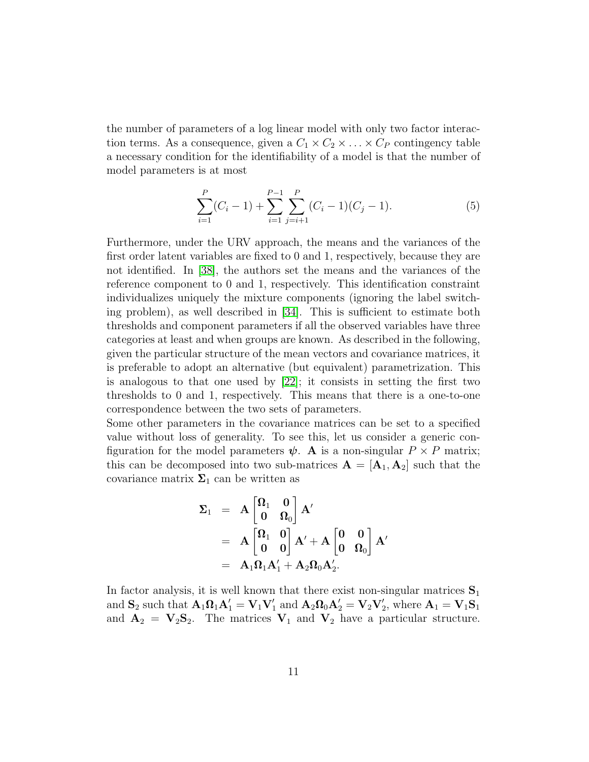the number of parameters of a log linear model with only two factor interaction terms. As a consequence, given a $C_1 \times C_2 \times \ldots \times C_P$ contingency table a necessary condition for the identifiability of a model is that the number of model parameters is at most

$$\sum_{i=1}^{P}(C_i - 1) + \sum_{i=1}^{P-1}\sum_{j=i+1}^{P}(C_i - 1)(C_j - 1). \tag{5}$$

Furthermore, under the URV approach, the means and the variances of the first order latent variables are fixed to 0 and 1, respectively, because they are not identified. In [38], the authors set the means and the variances of the reference component to 0 and 1, respectively. This identification constraint individualizes uniquely the mixture components (ignoring the label switching problem), as well described in [34]. This is sufficient to estimate both thresholds and component parameters if all the observed variables have three categories at least and when groups are known. As described in the following, given the particular structure of the mean vectors and covariance matrices, it is preferable to adopt an alternative (but equivalent) parametrization. This is analogous to that one used by [22]; it consists in setting the first two thresholds to 0 and 1, respectively. This means that there is a one-to-one correspondence between the two sets of parameters.

Some other parameters in the covariance matrices can be set to a specified value without loss of generality. To see this, let us consider a generic configuration for the model parameters $\boldsymbol{\psi}$. $\mathbf{A}$ is a non-singular $P \times P$ matrix; this can be decomposed into two sub-matrices $\mathbf{A} = [\mathbf{A}_1, \mathbf{A}_2]$ such that the covariance matrix $\boldsymbol{\Sigma}_1$ can be written as

$$\begin{aligned}
\boldsymbol{\Sigma}_1 &= \mathbf{A}\begin{bmatrix}\boldsymbol{\Omega}_1 & \mathbf{0}\\ \mathbf{0} & \boldsymbol{\Omega}_0\end{bmatrix}\mathbf{A}' \\
&= \mathbf{A}\begin{bmatrix}\boldsymbol{\Omega}_1 & \mathbf{0}\\ \mathbf{0} & \mathbf{0}\end{bmatrix}\mathbf{A}' + \mathbf{A}\begin{bmatrix}\mathbf{0} & \mathbf{0}\\ \mathbf{0} & \boldsymbol{\Omega}_0\end{bmatrix}\mathbf{A}' \\
&= \mathbf{A}_1\boldsymbol{\Omega}_1\mathbf{A}_1' + \mathbf{A}_2\boldsymbol{\Omega}_0\mathbf{A}_2'.
\end{aligned}$$

In factor analysis, it is well known that there exist non-singular matrices $\mathbf{S}_1$ and $\mathbf{S}_2$ such that $\mathbf{A}_1\boldsymbol{\Omega}_1\mathbf{A}_1' = \mathbf{V}_1\mathbf{V}_1'$ and $\mathbf{A}_2\boldsymbol{\Omega}_0\mathbf{A}_2' = \mathbf{V}_2\mathbf{V}_2'$, where $\mathbf{A}_1 = \mathbf{V}_1\mathbf{S}_1$ and $\mathbf{A}_2 = \mathbf{V}_2\mathbf{S}_2$. The matrices $\mathbf{V}_1$ and $\mathbf{V}_2$ have a particular structure.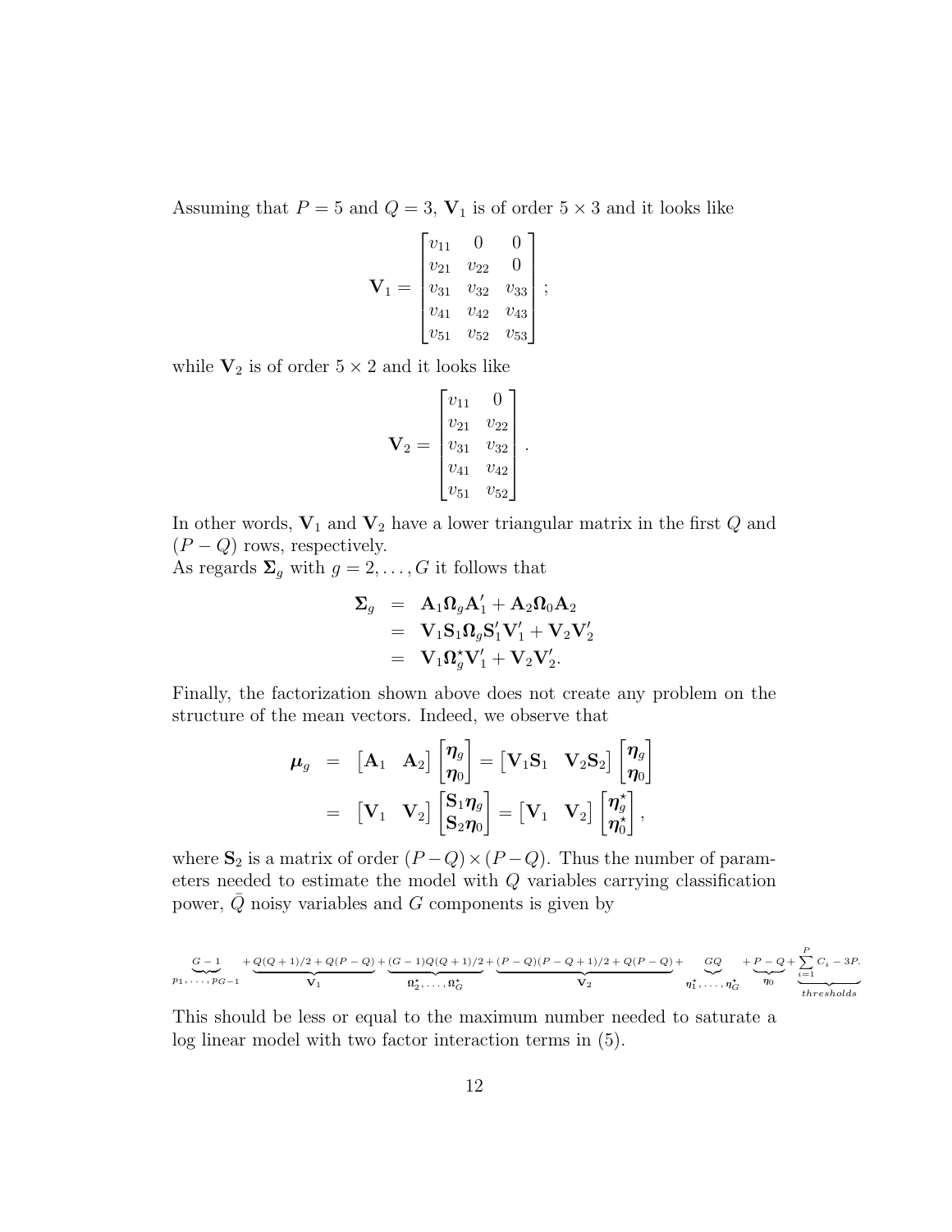Assuming that $P = 5$ and $Q = 3$, $\mathbf{V}_1$ is of order $5 \times 3$ and it looks like

$$
\mathbf{V}_1 = \begin{bmatrix} v_{11} & 0 & 0 \\ v_{21} & v_{22} & 0 \\ v_{31} & v_{32} & v_{33} \\ v_{41} & v_{42} & v_{43} \\ v_{51} & v_{52} & v_{53} \end{bmatrix};
$$

while $\mathbf{V}_2$ is of order $5 \times 2$ and it looks like

$$
\mathbf{V}_2 = \begin{bmatrix} v_{11} & 0 \\ v_{21} & v_{22} \\ v_{31} & v_{32} \\ v_{41} & v_{42} \\ v_{51} & v_{52} \end{bmatrix}.
$$

In other words, $\mathbf{V}_1$ and $\mathbf{V}_2$ have a lower triangular matrix in the first $Q$ and $(P - Q)$ rows, respectively.
As regards $\mathbf{\Sigma}_g$ with $g = 2, \ldots, G$ it follows that

$$
\begin{aligned}
\mathbf{\Sigma}_g &= \mathbf{A}_1 \mathbf{\Omega}_g \mathbf{A}_1' + \mathbf{A}_2 \mathbf{\Omega}_0 \mathbf{A}_2 \\
&= \mathbf{V}_1 \mathbf{S}_1 \mathbf{\Omega}_g \mathbf{S}_1' \mathbf{V}_1' + \mathbf{V}_2 \mathbf{V}_2' \\
&= \mathbf{V}_1 \mathbf{\Omega}_g^{\star} \mathbf{V}_1' + \mathbf{V}_2 \mathbf{V}_2'.
\end{aligned}
$$

Finally, the factorization shown above does not create any problem on the structure of the mean vectors. Indeed, we observe that

$$
\begin{aligned}
\boldsymbol{\mu}_g &= \begin{bmatrix} \mathbf{A}_1 & \mathbf{A}_2 \end{bmatrix} \begin{bmatrix} \boldsymbol{\eta}_g \\ \boldsymbol{\eta}_0 \end{bmatrix} = \begin{bmatrix} \mathbf{V}_1 \mathbf{S}_1 & \mathbf{V}_2 \mathbf{S}_2 \end{bmatrix} \begin{bmatrix} \boldsymbol{\eta}_g \\ \boldsymbol{\eta}_0 \end{bmatrix} \\
&= \begin{bmatrix} \mathbf{V}_1 & \mathbf{V}_2 \end{bmatrix} \begin{bmatrix} \mathbf{S}_1 \boldsymbol{\eta}_g \\ \mathbf{S}_2 \boldsymbol{\eta}_0 \end{bmatrix} = \begin{bmatrix} \mathbf{V}_1 & \mathbf{V}_2 \end{bmatrix} \begin{bmatrix} \boldsymbol{\eta}_g^{\star} \\ \boldsymbol{\eta}_0^{\star} \end{bmatrix},
\end{aligned}
$$

where $\mathbf{S}_2$ is a matrix of order $(P-Q) \times (P-Q)$. Thus the number of parameters needed to estimate the model with $Q$ variables carrying classification power, $\bar{Q}$ noisy variables and $G$ components is given by

$$
\underbrace{G-1}_{p_1,\ldots,p_{G-1}} + \underbrace{Q(Q+1)/2 + Q(P-Q)}_{\mathbf{V}_1} + \underbrace{(G-1)Q(Q+1)/2}_{\mathbf{\Omega}_2^{\star},\ldots,\mathbf{\Omega}_G^{\star}} + \underbrace{(P-Q)(P-Q+1)/2 + Q(P-Q)}_{\mathbf{V}_2} + \underbrace{GQ}_{\boldsymbol{\eta}_1^{\star},\ldots,\boldsymbol{\eta}_G^{\star}} + \underbrace{P-Q}_{\boldsymbol{\eta}_0} + \underbrace{\sum_{i=1}^{P} C_i - 3P}_{thresholds}.
$$

This should be less or equal to the maximum number needed to saturate a log linear model with two factor interaction terms in (5).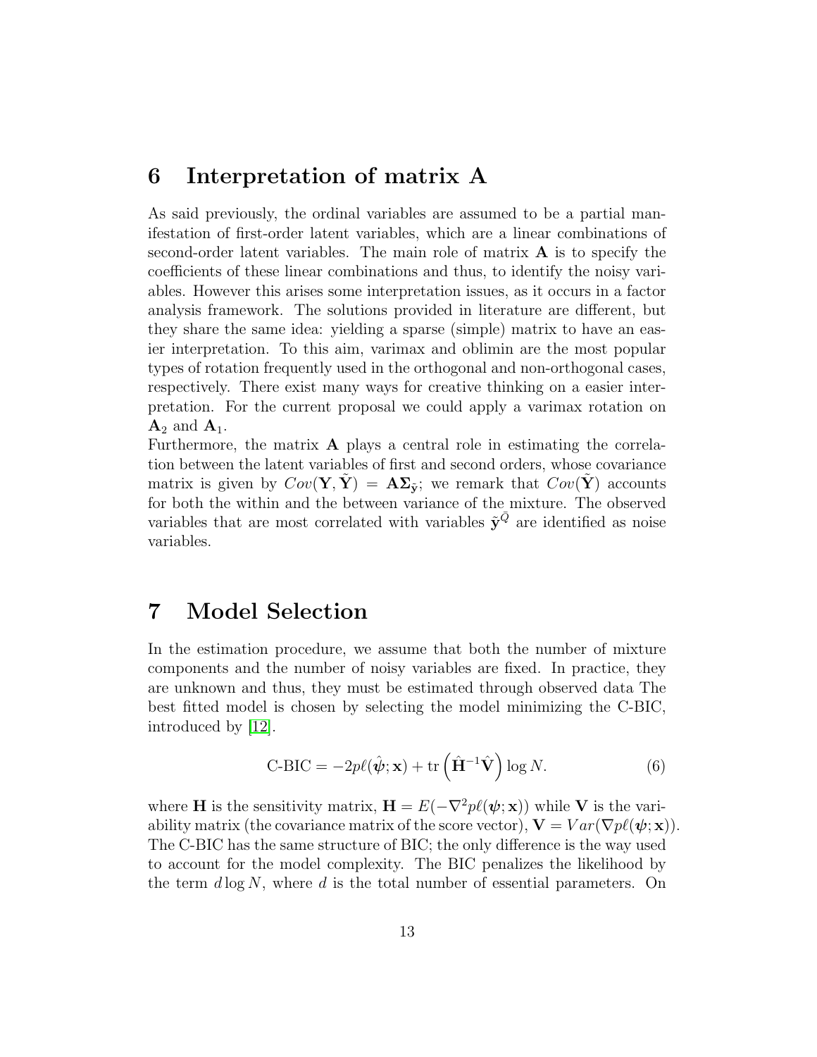## 6 Interpretation of matrix $\mathbf{A}$

As said previously, the ordinal variables are assumed to be a partial manifestation of first-order latent variables, which are a linear combinations of second-order latent variables. The main role of matrix $\mathbf{A}$ is to specify the coefficients of these linear combinations and thus, to identify the noisy variables. However this arises some interpretation issues, as it occurs in a factor analysis framework. The solutions provided in literature are different, but they share the same idea: yielding a sparse (simple) matrix to have an easier interpretation. To this aim, varimax and oblimin are the most popular types of rotation frequently used in the orthogonal and non-orthogonal cases, respectively. There exist many ways for creative thinking on a easier interpretation. For the current proposal we could apply a varimax rotation on $\mathbf{A}_2$ and $\mathbf{A}_1$.

Furthermore, the matrix $\mathbf{A}$ plays a central role in estimating the correlation between the latent variables of first and second orders, whose covariance matrix is given by $Cov(\mathbf{Y}, \tilde{\mathbf{Y}}) = \mathbf{A}\mathbf{\Sigma}_{\tilde{\mathbf{y}}}$; we remark that $Cov(\tilde{\mathbf{Y}})$ accounts for both the within and the between variance of the mixture. The observed variables that are most correlated with variables $\tilde{\mathbf{y}}^{\bar{Q}}$ are identified as noise variables.

## 7 Model Selection

In the estimation procedure, we assume that both the number of mixture components and the number of noisy variables are fixed. In practice, they are unknown and thus, they must be estimated through observed data The best fitted model is chosen by selecting the model minimizing the C-BIC, introduced by [12].

$$\text{C-BIC} = -2p\ell(\hat{\boldsymbol{\psi}}; \mathbf{x}) + \text{tr}\left(\hat{\mathbf{H}}^{-1}\hat{\mathbf{V}}\right)\log N. \tag{6}$$

where $\mathbf{H}$ is the sensitivity matrix, $\mathbf{H} = E(-\nabla^2 p\ell(\boldsymbol{\psi}; \mathbf{x}))$ while $\mathbf{V}$ is the variability matrix (the covariance matrix of the score vector), $\mathbf{V} = Var(\nabla p\ell(\boldsymbol{\psi}; \mathbf{x}))$. The C-BIC has the same structure of BIC; the only difference is the way used to account for the model complexity. The BIC penalizes the likelihood by the term $d \log N$, where $d$ is the total number of essential parameters. On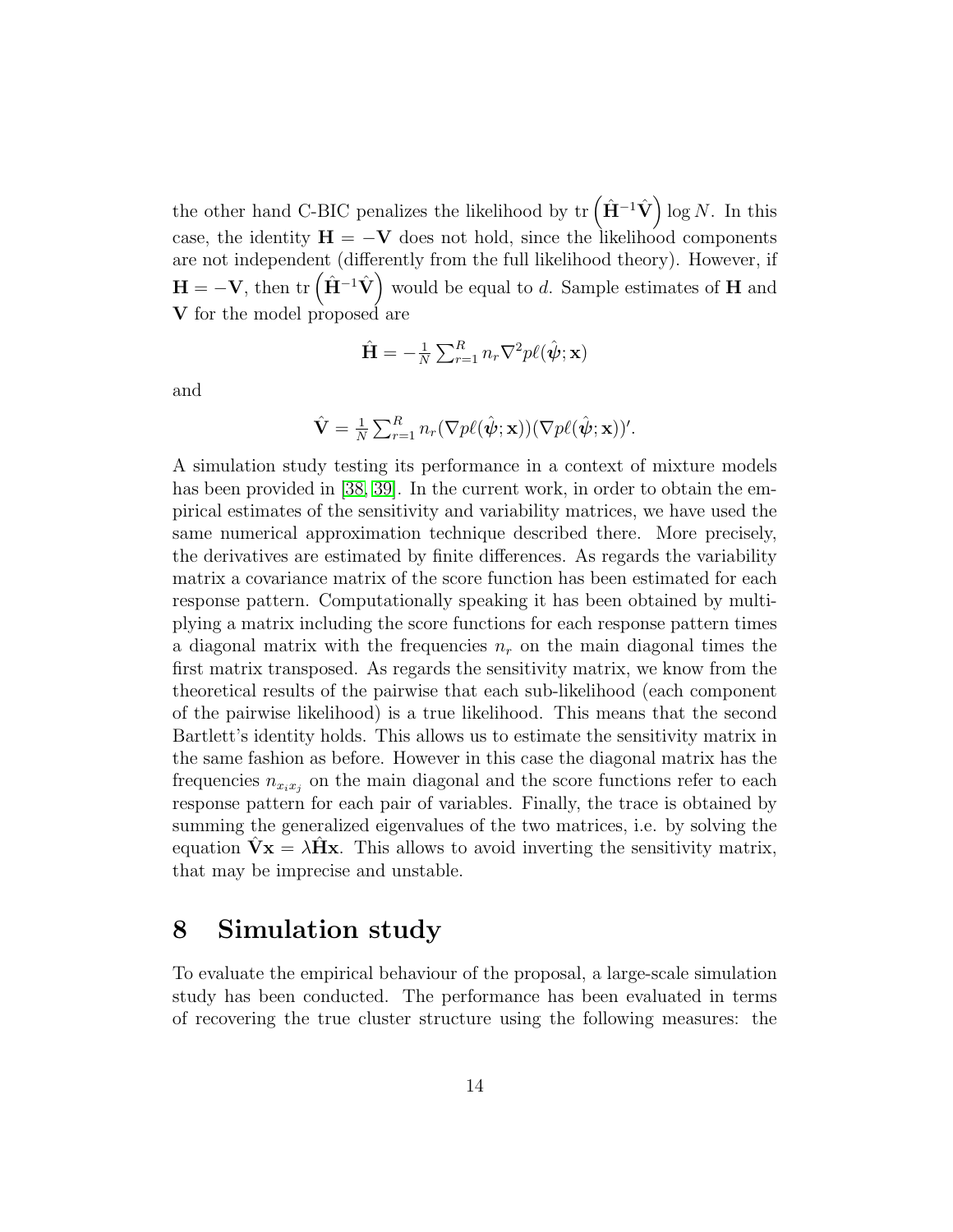the other hand C-BIC penalizes the likelihood by $\text{tr}\left(\hat{\mathbf{H}}^{-1}\hat{\mathbf{V}}\right)\log N$. In this case, the identity $\mathbf{H} = -\mathbf{V}$ does not hold, since the likelihood components are not independent (differently from the full likelihood theory). However, if $\mathbf{H} = -\mathbf{V}$, then $\text{tr}\left(\hat{\mathbf{H}}^{-1}\hat{\mathbf{V}}\right)$ would be equal to $d$. Sample estimates of $\mathbf{H}$ and $\mathbf{V}$ for the model proposed are

$$\hat{\mathbf{H}} = -\frac{1}{N}\sum_{r=1}^{R} n_r \nabla^2 p\ell(\hat{\boldsymbol{\psi}}; \mathbf{x})$$

and

$$\hat{\mathbf{V}} = \frac{1}{N}\sum_{r=1}^{R} n_r (\nabla p\ell(\hat{\boldsymbol{\psi}}; \mathbf{x}))(\nabla p\ell(\hat{\boldsymbol{\psi}}; \mathbf{x}))'.$$

A simulation study testing its performance in a context of mixture models has been provided in [38, 39]. In the current work, in order to obtain the empirical estimates of the sensitivity and variability matrices, we have used the same numerical approximation technique described there. More precisely, the derivatives are estimated by finite differences. As regards the variability matrix a covariance matrix of the score function has been estimated for each response pattern. Computationally speaking it has been obtained by multiplying a matrix including the score functions for each response pattern times a diagonal matrix with the frequencies $n_r$ on the main diagonal times the first matrix transposed. As regards the sensitivity matrix, we know from the theoretical results of the pairwise that each sub-likelihood (each component of the pairwise likelihood) is a true likelihood. This means that the second Bartlett's identity holds. This allows us to estimate the sensitivity matrix in the same fashion as before. However in this case the diagonal matrix has the frequencies $n_{x_i x_j}$ on the main diagonal and the score functions refer to each response pattern for each pair of variables. Finally, the trace is obtained by summing the generalized eigenvalues of the two matrices, i.e. by solving the equation $\hat{\mathbf{V}}\mathbf{x} = \lambda\hat{\mathbf{H}}\mathbf{x}$. This allows to avoid inverting the sensitivity matrix, that may be imprecise and unstable.

# 8 Simulation study

To evaluate the empirical behaviour of the proposal, a large-scale simulation study has been conducted. The performance has been evaluated in terms of recovering the true cluster structure using the following measures: the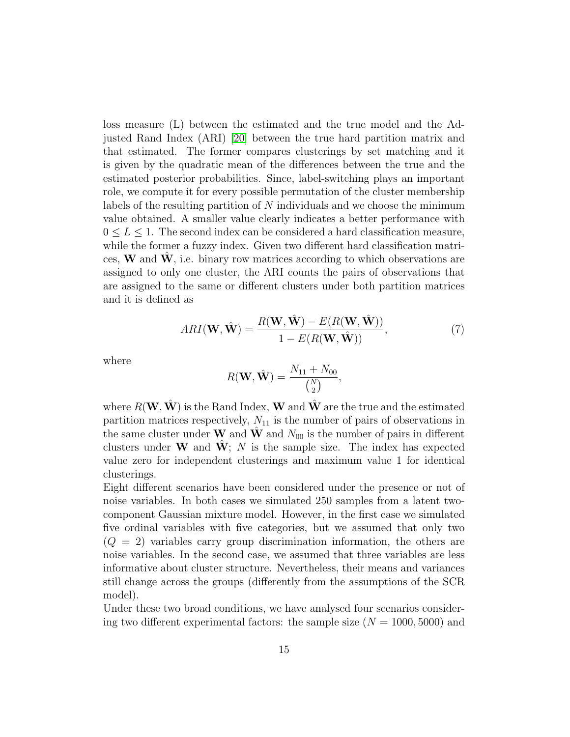loss measure (L) between the estimated and the true model and the Adjusted Rand Index (ARI) [20] between the true hard partition matrix and that estimated. The former compares clusterings by set matching and it is given by the quadratic mean of the differences between the true and the estimated posterior probabilities. Since, label-switching plays an important role, we compute it for every possible permutation of the cluster membership labels of the resulting partition of $N$ individuals and we choose the minimum value obtained. A smaller value clearly indicates a better performance with $0 \leq L \leq 1$. The second index can be considered a hard classification measure, while the former a fuzzy index. Given two different hard classification matrices, $\mathbf{W}$ and $\hat{\mathbf{W}}$, i.e. binary row matrices according to which observations are assigned to only one cluster, the ARI counts the pairs of observations that are assigned to the same or different clusters under both partition matrices and it is defined as

$$ARI(\mathbf{W}, \hat{\mathbf{W}}) = \frac{R(\mathbf{W}, \hat{\mathbf{W}}) - E(R(\mathbf{W}, \hat{\mathbf{W}}))}{1 - E(R(\mathbf{W}, \hat{\mathbf{W}}))}, \tag{7}$$

where

$$R(\mathbf{W}, \hat{\mathbf{W}}) = \frac{N_{11} + N_{00}}{\binom{N}{2}},$$

where $R(\mathbf{W}, \hat{\mathbf{W}})$ is the Rand Index, $\mathbf{W}$ and $\hat{\mathbf{W}}$ are the true and the estimated partition matrices respectively, $N_{11}$ is the number of pairs of observations in the same cluster under $\mathbf{W}$ and $\hat{\mathbf{W}}$ and $N_{00}$ is the number of pairs in different clusters under $\mathbf{W}$ and $\hat{\mathbf{W}}$; $N$ is the sample size. The index has expected value zero for independent clusterings and maximum value 1 for identical clusterings.

Eight different scenarios have been considered under the presence or not of noise variables. In both cases we simulated 250 samples from a latent two-component Gaussian mixture model. However, in the first case we simulated five ordinal variables with five categories, but we assumed that only two ($Q = 2$) variables carry group discrimination information, the others are noise variables. In the second case, we assumed that three variables are less informative about cluster structure. Nevertheless, their means and variances still change across the groups (differently from the assumptions of the SCR model).

Under these two broad conditions, we have analysed four scenarios considering two different experimental factors: the sample size ($N = 1000, 5000$) and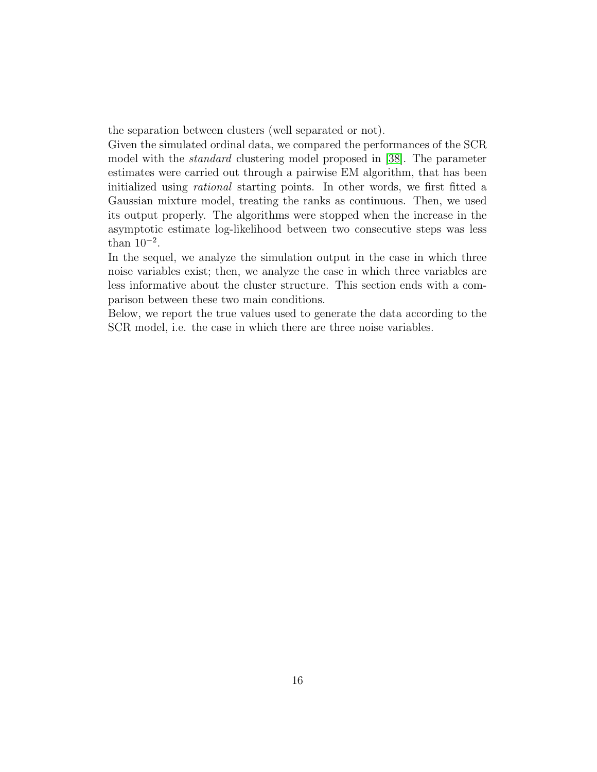the separation between clusters (well separated or not).

Given the simulated ordinal data, we compared the performances of the SCR model with the *standard* clustering model proposed in [38]. The parameter estimates were carried out through a pairwise EM algorithm, that has been initialized using *rational* starting points. In other words, we first fitted a Gaussian mixture model, treating the ranks as continuous. Then, we used its output properly. The algorithms were stopped when the increase in the asymptotic estimate log-likelihood between two consecutive steps was less than $10^{-2}$.

In the sequel, we analyze the simulation output in the case in which three noise variables exist; then, we analyze the case in which three variables are less informative about the cluster structure. This section ends with a comparison between these two main conditions.

Below, we report the true values used to generate the data according to the SCR model, i.e. the case in which there are three noise variables.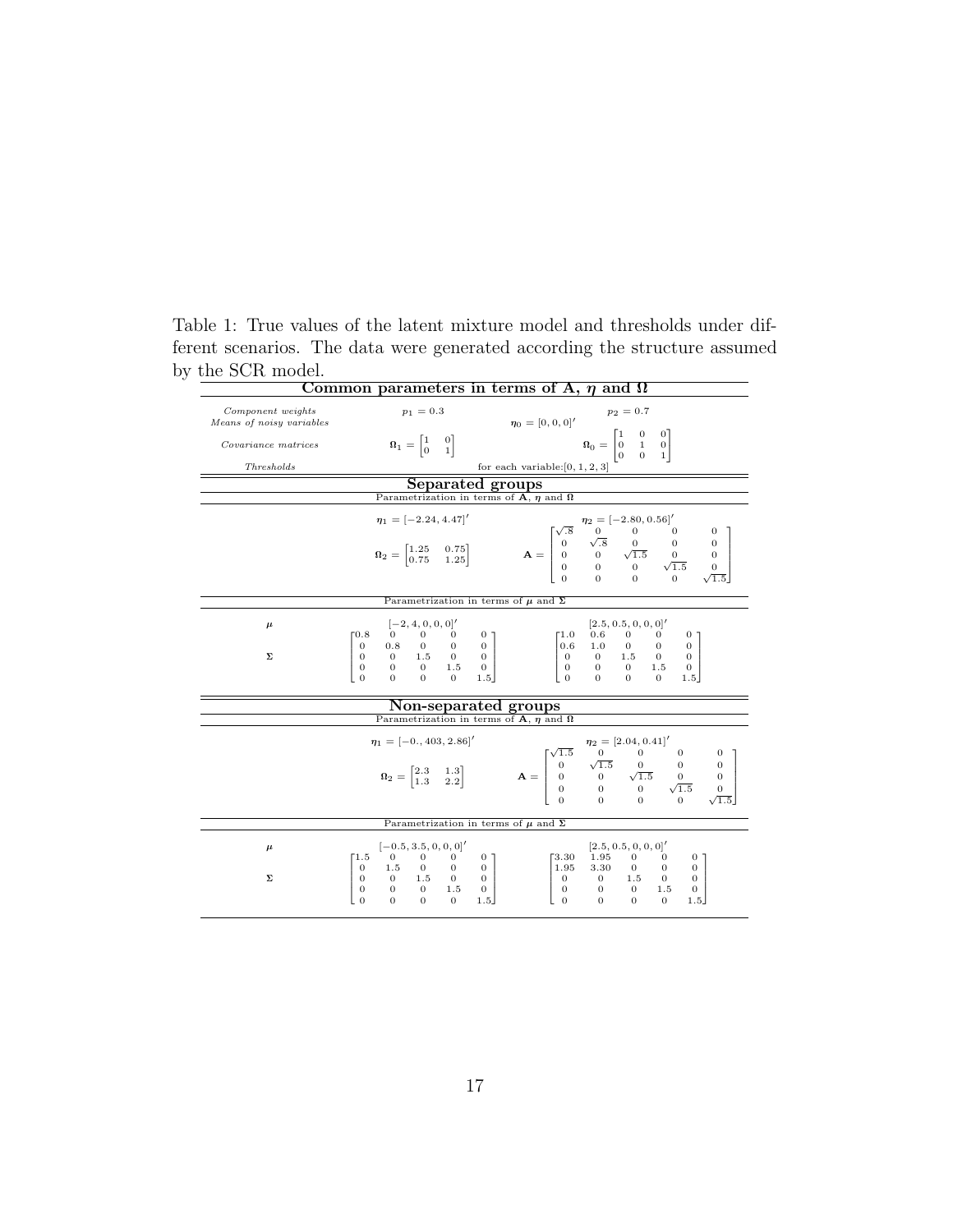Table 1: True values of the latent mixture model and thresholds under different scenarios. The data were generated according the structure assumed by the SCR model.

| **Common parameters in terms of A, $\eta$ and $\Omega$** | | |
|---|---|---|
| *Component weights* | $p_1 = 0.3$ | $p_2 = 0.7$ |
| *Means of noisy variables* | $\boldsymbol{\eta}_0 = [0, 0, 0]'$ | |
| *Covariance matrices* | $\boldsymbol{\Omega}_1 = \begin{bmatrix} 1 & 0 \\ 0 & 1 \end{bmatrix}$ | $\boldsymbol{\Omega}_0 = \begin{bmatrix} 1 & 0 & 0 \\ 0 & 1 & 0 \\ 0 & 0 & 1 \end{bmatrix}$ |
| *Thresholds* | for each variable: $[0, 1, 2, 3]$ | |
| **Separated groups** | | |
| Parametrization in terms of $\mathbf{A}$, $\boldsymbol{\eta}$ and $\boldsymbol{\Omega}$ | | |
| | $\boldsymbol{\eta}_1 = [-2.24, 4.47]'$ | $\boldsymbol{\eta}_2 = [-2.80, 0.56]'$ |
| | $\boldsymbol{\Omega}_2 = \begin{bmatrix} 1.25 & 0.75 \\ 0.75 & 1.25 \end{bmatrix}$ | $\mathbf{A} = \begin{bmatrix} \sqrt{.8} & 0 & 0 & 0 & 0 \\ 0 & \sqrt{.8} & 0 & 0 & 0 \\ 0 & 0 & \sqrt{1.5} & 0 & 0 \\ 0 & 0 & 0 & \sqrt{1.5} & 0 \\ 0 & 0 & 0 & 0 & \sqrt{1.5} \end{bmatrix}$ |
| Parametrization in terms of $\boldsymbol{\mu}$ and $\boldsymbol{\Sigma}$ | | |
| $\boldsymbol{\mu}$ | $[-2, 4, 0, 0, 0]'$ | $[2.5, 0.5, 0, 0, 0]'$ |
| $\boldsymbol{\Sigma}$ | $\begin{bmatrix} 0.8 & 0 & 0 & 0 & 0 \\ 0 & 0.8 & 0 & 0 & 0 \\ 0 & 0 & 1.5 & 0 & 0 \\ 0 & 0 & 0 & 1.5 & 0 \\ 0 & 0 & 0 & 0 & 1.5 \end{bmatrix}$ | $\begin{bmatrix} 1.0 & 0.6 & 0 & 0 & 0 \\ 0.6 & 1.0 & 0 & 0 & 0 \\ 0 & 0 & 1.5 & 0 & 0 \\ 0 & 0 & 0 & 1.5 & 0 \\ 0 & 0 & 0 & 0 & 1.5 \end{bmatrix}$ |
| **Non-separated groups** | | |
| Parametrization in terms of $\mathbf{A}$, $\boldsymbol{\eta}$ and $\boldsymbol{\Omega}$ | | |
| | $\boldsymbol{\eta}_1 = [-0., 403, 2.86]'$ | $\boldsymbol{\eta}_2 = [2.04, 0.41]'$ |
| | $\boldsymbol{\Omega}_2 = \begin{bmatrix} 2.3 & 1.3 \\ 1.3 & 2.2 \end{bmatrix}$ | $\mathbf{A} = \begin{bmatrix} \sqrt{1.5} & 0 & 0 & 0 & 0 \\ 0 & \sqrt{1.5} & 0 & 0 & 0 \\ 0 & 0 & \sqrt{1.5} & 0 & 0 \\ 0 & 0 & 0 & \sqrt{1.5} & 0 \\ 0 & 0 & 0 & 0 & \sqrt{1.5} \end{bmatrix}$ |
| Parametrization in terms of $\boldsymbol{\mu}$ and $\boldsymbol{\Sigma}$ | | |
| $\boldsymbol{\mu}$ | $[-0.5, 3.5, 0, 0, 0]'$ | $[2.5, 0.5, 0, 0, 0]'$ |
| $\boldsymbol{\Sigma}$ | $\begin{bmatrix} 1.5 & 0 & 0 & 0 & 0 \\ 0 & 1.5 & 0 & 0 & 0 \\ 0 & 0 & 1.5 & 0 & 0 \\ 0 & 0 & 0 & 1.5 & 0 \\ 0 & 0 & 0 & 0 & 1.5 \end{bmatrix}$ | $\begin{bmatrix} 3.30 & 1.95 & 0 & 0 & 0 \\ 1.95 & 3.30 & 0 & 0 & 0 \\ 0 & 0 & 1.5 & 0 & 0 \\ 0 & 0 & 0 & 1.5 & 0 \\ 0 & 0 & 0 & 0 & 1.5 \end{bmatrix}$ |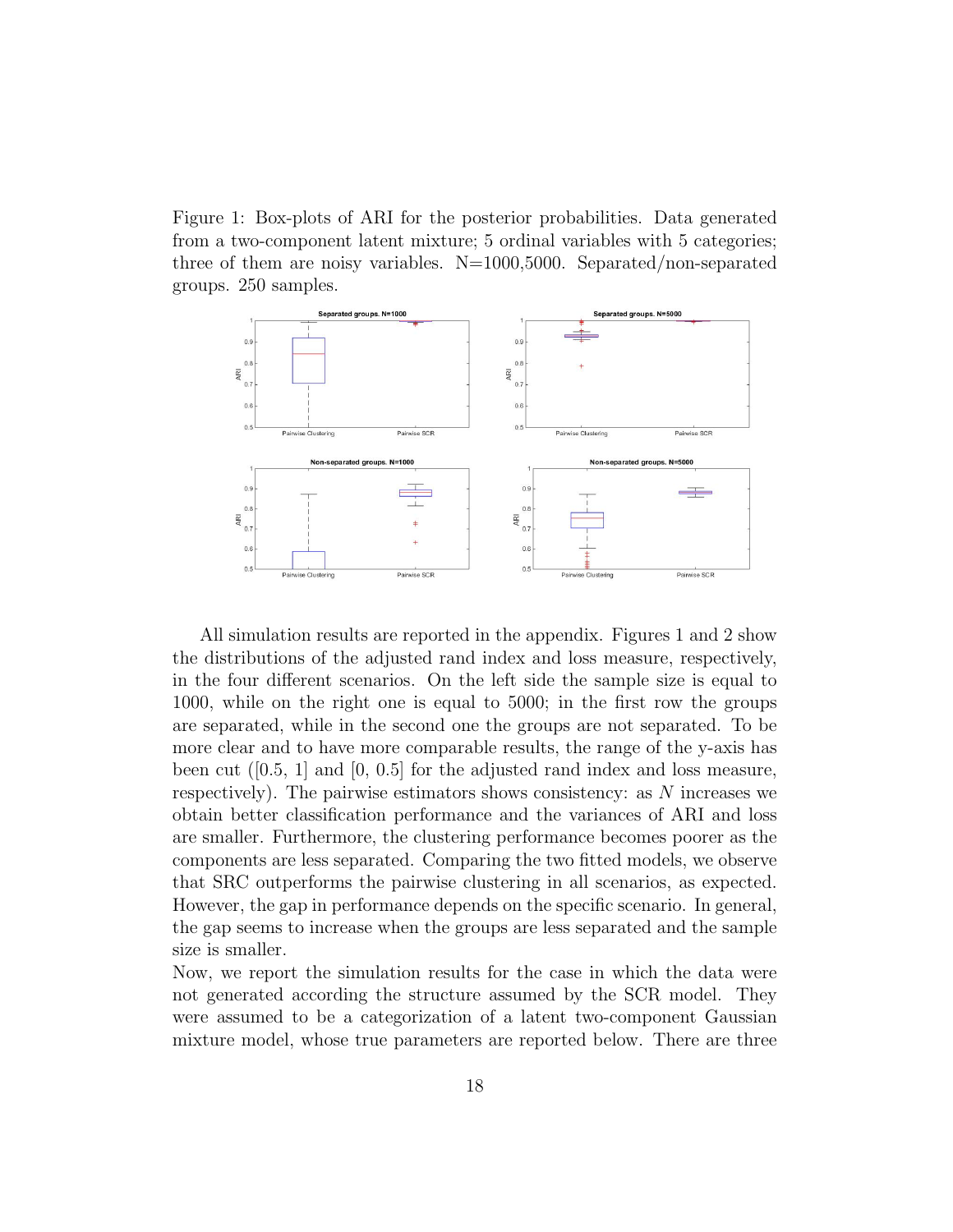Figure 1: Box-plots of ARI for the posterior probabilities. Data generated from a two-component latent mixture; 5 ordinal variables with 5 categories; three of them are noisy variables. N=1000,5000. Separated/non-separated groups. 250 samples.

All simulation results are reported in the appendix. Figures 1 and 2 show the distributions of the adjusted rand index and loss measure, respectively, in the four different scenarios. On the left side the sample size is equal to 1000, while on the right one is equal to 5000; in the first row the groups are separated, while in the second one the groups are not separated. To be more clear and to have more comparable results, the range of the y-axis has been cut ([0.5, 1] and [0, 0.5] for the adjusted rand index and loss measure, respectively). The pairwise estimators shows consistency: as $N$ increases we obtain better classification performance and the variances of ARI and loss are smaller. Furthermore, the clustering performance becomes poorer as the components are less separated. Comparing the two fitted models, we observe that SRC outperforms the pairwise clustering in all scenarios, as expected. However, the gap in performance depends on the specific scenario. In general, the gap seems to increase when the groups are less separated and the sample size is smaller.

Now, we report the simulation results for the case in which the data were not generated according the structure assumed by the SCR model. They were assumed to be a categorization of a latent two-component Gaussian mixture model, whose true parameters are reported below. There are three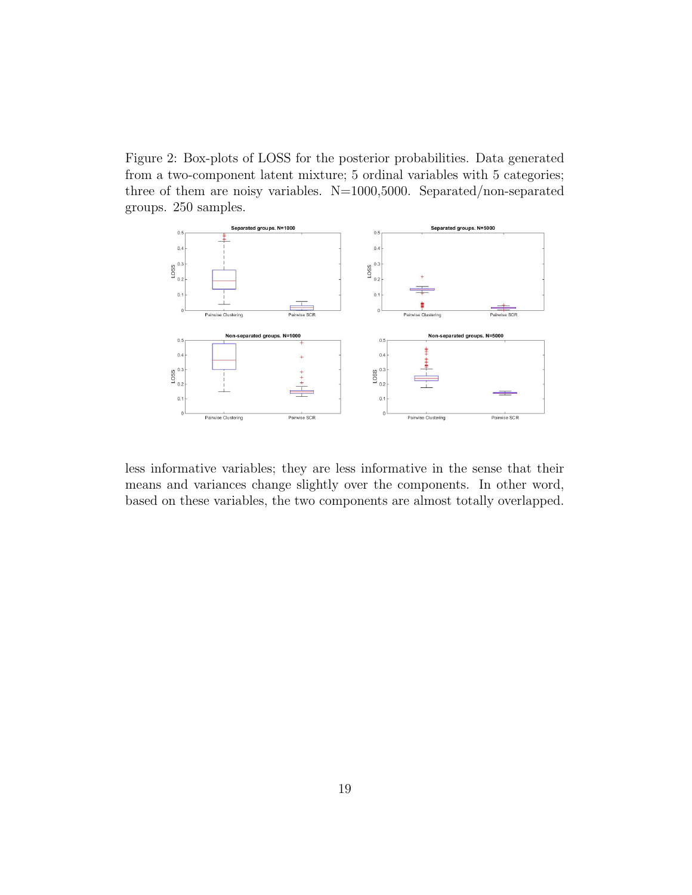Figure 2: Box-plots of LOSS for the posterior probabilities. Data generated from a two-component latent mixture; 5 ordinal variables with 5 categories; three of them are noisy variables. N=1000,5000. Separated/non-separated groups. 250 samples.

less informative variables; they are less informative in the sense that their means and variances change slightly over the components. In other word, based on these variables, the two components are almost totally overlapped.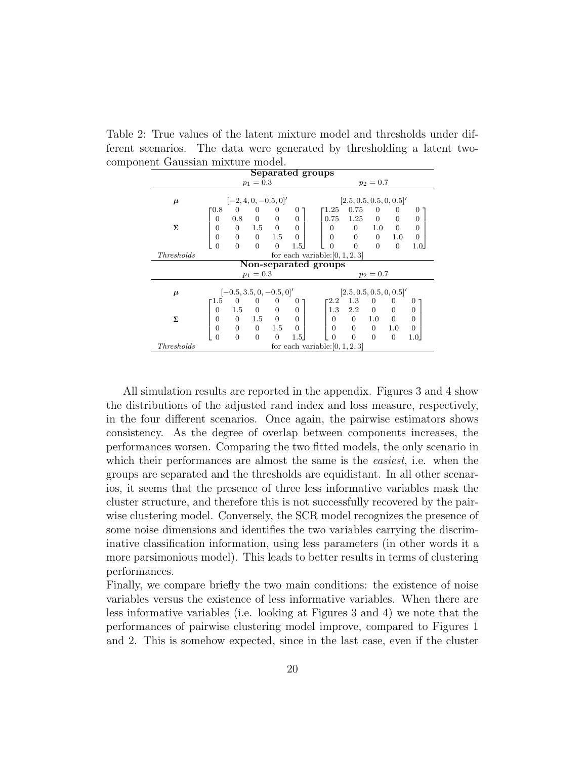Table 2: True values of the latent mixture model and thresholds under different scenarios. The data were generated by thresholding a latent two-component Gaussian mixture model.

| **Separated groups** | | |
|---|---|---|
| | $p_1 = 0.3$ | $p_2 = 0.7$ |
| $\boldsymbol{\mu}$ | $[-2, 4, 0, -0.5, 0]'$ | $[2.5, 0.5, 0.5, 0, 0.5]'$ |
| $\boldsymbol{\Sigma}$ | $\begin{bmatrix} 0.8 & 0 & 0 & 0 & 0 \\ 0 & 0.8 & 0 & 0 & 0 \\ 0 & 0 & 1.5 & 0 & 0 \\ 0 & 0 & 0 & 1.5 & 0 \\ 0 & 0 & 0 & 0 & 1.5 \end{bmatrix}$ | $\begin{bmatrix} 1.25 & 0.75 & 0 & 0 & 0 \\ 0.75 & 1.25 & 0 & 0 & 0 \\ 0 & 0 & 1.0 & 0 & 0 \\ 0 & 0 & 0 & 1.0 & 0 \\ 0 & 0 & 0 & 0 & 1.0 \end{bmatrix}$ |
| *Thresholds* | for each variable: $[0, 1, 2, 3]$ | |
| **Non-separated groups** | | |
| | $p_1 = 0.3$ | $p_2 = 0.7$ |
| $\boldsymbol{\mu}$ | $[-0.5, 3.5, 0, -0.5, 0]'$ | $[2.5, 0.5, 0.5, 0, 0.5]'$ |
| $\boldsymbol{\Sigma}$ | $\begin{bmatrix} 1.5 & 0 & 0 & 0 & 0 \\ 0 & 1.5 & 0 & 0 & 0 \\ 0 & 0 & 1.5 & 0 & 0 \\ 0 & 0 & 0 & 1.5 & 0 \\ 0 & 0 & 0 & 0 & 1.5 \end{bmatrix}$ | $\begin{bmatrix} 2.2 & 1.3 & 0 & 0 & 0 \\ 1.3 & 2.2 & 0 & 0 & 0 \\ 0 & 0 & 1.0 & 0 & 0 \\ 0 & 0 & 0 & 1.0 & 0 \\ 0 & 0 & 0 & 0 & 1.0 \end{bmatrix}$ |
| *Thresholds* | for each variable: $[0, 1, 2, 3]$ | |

All simulation results are reported in the appendix. Figures 3 and 4 show the distributions of the adjusted rand index and loss measure, respectively, in the four different scenarios. Once again, the pairwise estimators shows consistency. As the degree of overlap between components increases, the performances worsen. Comparing the two fitted models, the only scenario in which their performances are almost the same is the *easiest*, i.e. when the groups are separated and the thresholds are equidistant. In all other scenarios, it seems that the presence of three less informative variables mask the cluster structure, and therefore this is not successfully recovered by the pairwise clustering model. Conversely, the SCR model recognizes the presence of some noise dimensions and identifies the two variables carrying the discriminative classification information, using less parameters (in other words it a more parsimonious model). This leads to better results in terms of clustering performances.

Finally, we compare briefly the two main conditions: the existence of noise variables versus the existence of less informative variables. When there are less informative variables (i.e. looking at Figures 3 and 4) we note that the performances of pairwise clustering model improve, compared to Figures 1 and 2. This is somehow expected, since in the last case, even if the cluster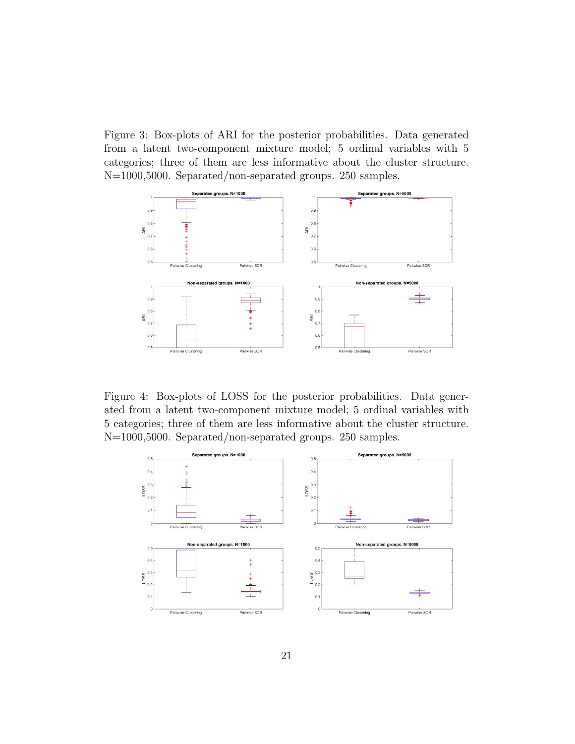Figure 3: Box-plots of ARI for the posterior probabilities. Data generated from a latent two-component mixture model; 5 ordinal variables with 5 categories; three of them are less informative about the cluster structure. N=1000,5000. Separated/non-separated groups. 250 samples.

Figure 4: Box-plots of LOSS for the posterior probabilities. Data generated from a latent two-component mixture model; 5 ordinal variables with 5 categories; three of them are less informative about the cluster structure. N=1000,5000. Separated/non-separated groups. 250 samples.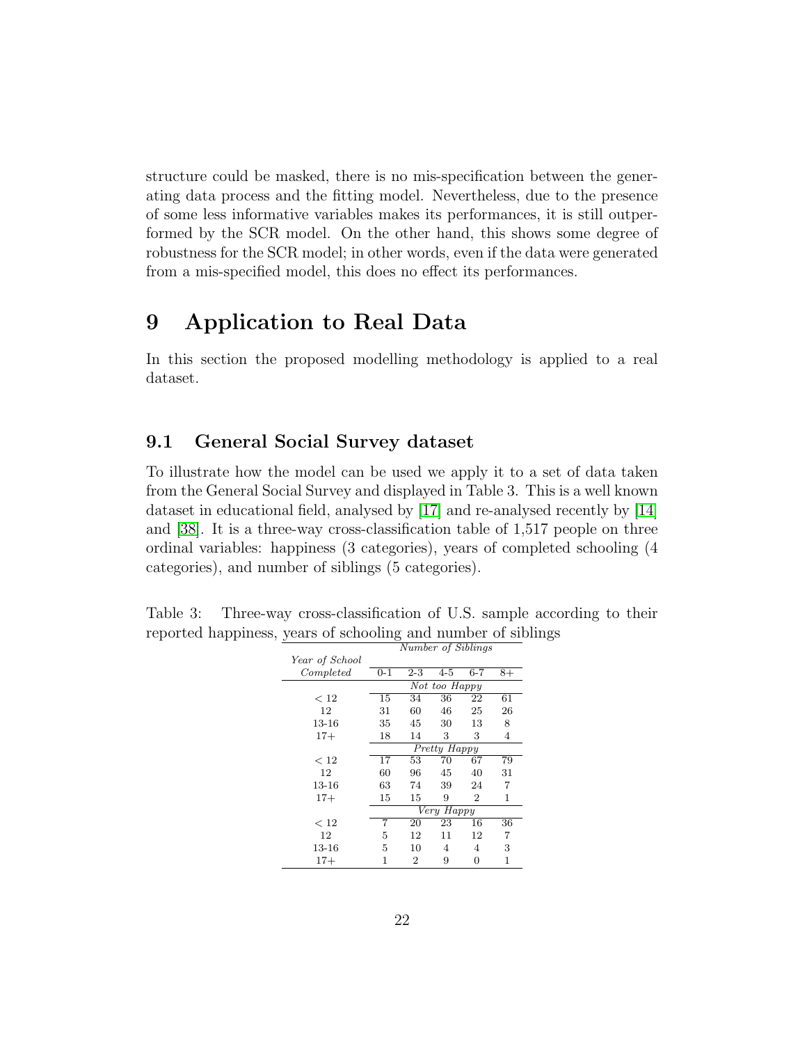structure could be masked, there is no mis-specification between the generating data process and the fitting model. Nevertheless, due to the presence of some less informative variables makes its performances, it is still outperformed by the SCR model. On the other hand, this shows some degree of robustness for the SCR model; in other words, even if the data were generated from a mis-specified model, this does no effect its performances.

# 9 Application to Real Data

In this section the proposed modelling methodology is applied to a real dataset.

## 9.1 General Social Survey dataset

To illustrate how the model can be used we apply it to a set of data taken from the General Social Survey and displayed in Table 3. This is a well known dataset in educational field, analysed by [17] and re-analysed recently by [14] and [38]. It is a three-way cross-classification table of 1,517 people on three ordinal variables: happiness (3 categories), years of completed schooling (4 categories), and number of siblings (5 categories).

Table 3: Three-way cross-classification of U.S. sample according to their reported happiness, years of schooling and number of siblings

| *Year of School Completed* | *Number of Siblings* | | | | |
|---|---|---|---|---|---|
| | 0-1 | 2-3 | 4-5 | 6-7 | 8+ |
| | *Not too Happy* | | | | |
| $< 12$ | 15 | 34 | 36 | 22 | 61 |
| 12 | 31 | 60 | 46 | 25 | 26 |
| 13-16 | 35 | 45 | 30 | 13 | 8 |
| 17+ | 18 | 14 | 3 | 3 | 4 |
| | *Pretty Happy* | | | | |
| $< 12$ | 17 | 53 | 70 | 67 | 79 |
| 12 | 60 | 96 | 45 | 40 | 31 |
| 13-16 | 63 | 74 | 39 | 24 | 7 |
| 17+ | 15 | 15 | 9 | 2 | 1 |
| | *Very Happy* | | | | |
| $< 12$ | 7 | 20 | 23 | 16 | 36 |
| 12 | 5 | 12 | 11 | 12 | 7 |
| 13-16 | 5 | 10 | 4 | 4 | 3 |
| 17+ | 1 | 2 | 9 | 0 | 1 |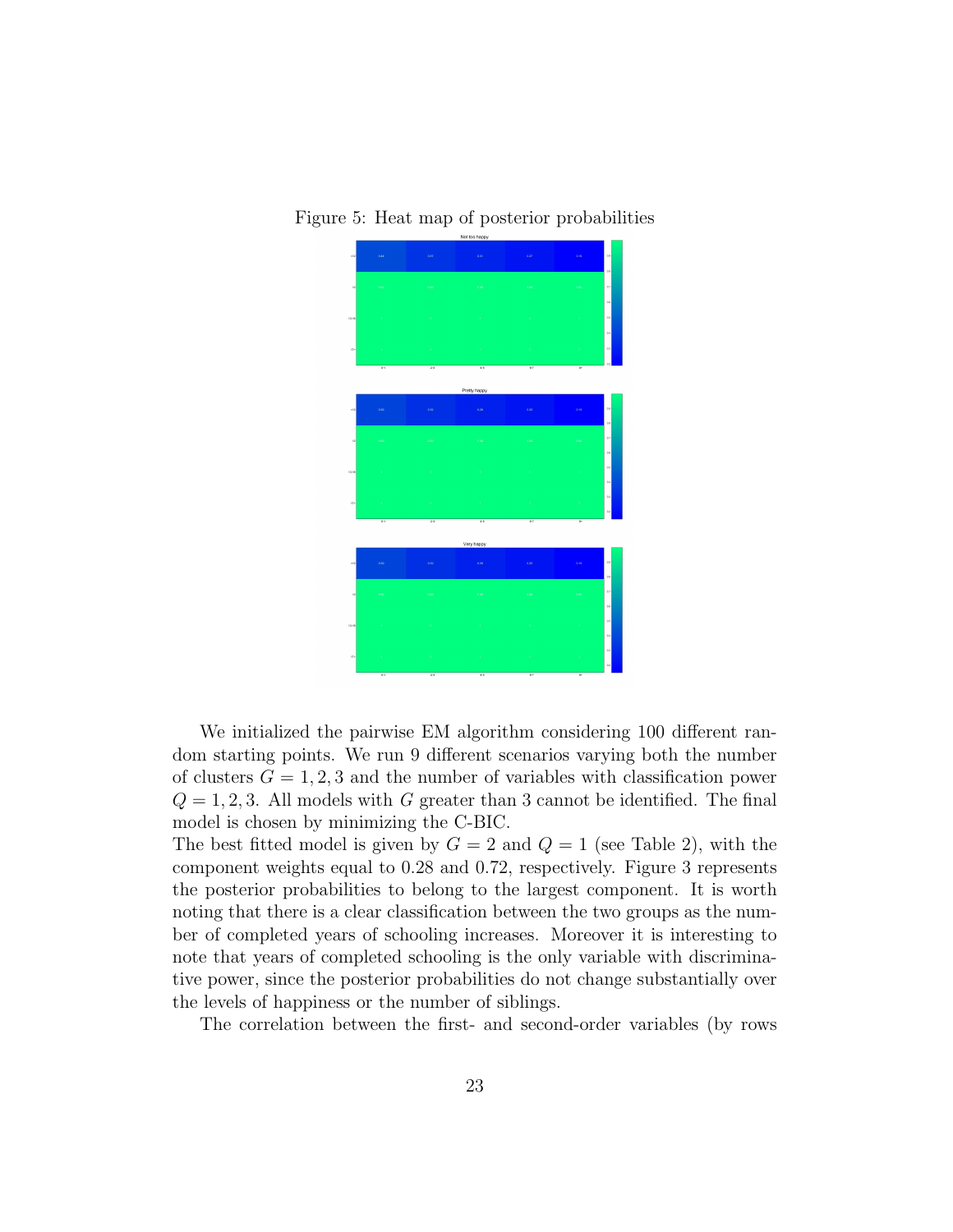Figure 5: Heat map of posterior probabilities

We initialized the pairwise EM algorithm considering 100 different random starting points. We run 9 different scenarios varying both the number of clusters $G = 1, 2, 3$ and the number of variables with classification power $Q = 1, 2, 3$. All models with $G$ greater than 3 cannot be identified. The final model is chosen by minimizing the C-BIC.
The best fitted model is given by $G = 2$ and $Q = 1$ (see Table 2), with the component weights equal to 0.28 and 0.72, respectively. Figure 3 represents the posterior probabilities to belong to the largest component. It is worth noting that there is a clear classification between the two groups as the number of completed years of schooling increases. Moreover it is interesting to note that years of completed schooling is the only variable with discriminative power, since the posterior probabilities do not change substantially over the levels of happiness or the number of siblings.

The correlation between the first- and second-order variables (by rows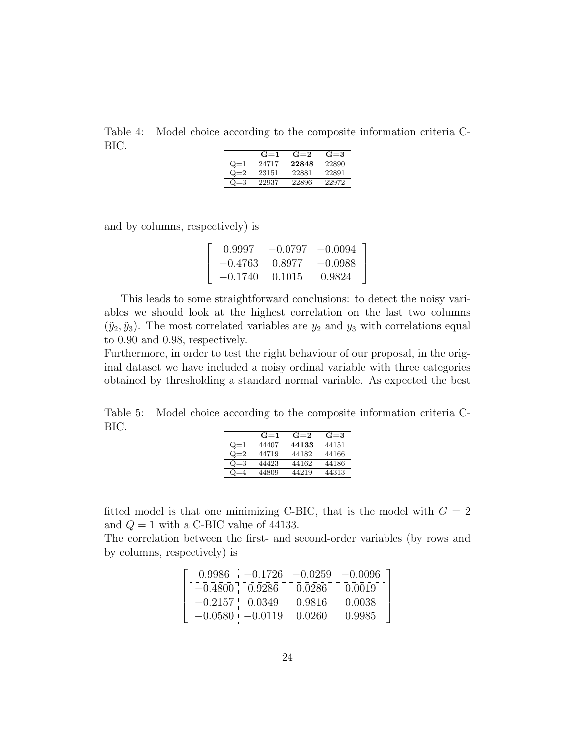Table 4: Model choice according to the composite information criteria C-BIC.

| | **G=1** | **G=2** | **G=3** |
|---|---|---|---|
| Q=1 | 24717 | **22848** | 22890 |
| Q=2 | 23151 | 22881 | 22891 |
| Q=3 | 22937 | 22896 | 22972 |

and by columns, respectively) is

$$\left[\begin{array}{c|cc} 0.9997 & -0.0797 & -0.0094 \\ \hline -0.4763 & 0.8977 & -0.0988 \\ -0.1740 & 0.1015 & 0.9824 \end{array}\right]$$

This leads to some straightforward conclusions: to detect the noisy variables we should look at the highest correlation on the last two columns $(\tilde{y}_2, \tilde{y}_3)$. The most correlated variables are $y_2$ and $y_3$ with correlations equal to 0.90 and 0.98, respectively.
Furthermore, in order to test the right behaviour of our proposal, in the original dataset we have included a noisy ordinal variable with three categories obtained by thresholding a standard normal variable. As expected the best

Table 5: Model choice according to the composite information criteria C-BIC.

| | **G=1** | **G=2** | **G=3** |
|---|---|---|---|
| Q=1 | 44407 | **44133** | 44151 |
| Q=2 | 44719 | 44182 | 44166 |
| Q=3 | 44423 | 44162 | 44186 |
| Q=4 | 44809 | 44219 | 44313 |

fitted model is that one minimizing C-BIC, that is the model with $G = 2$ and $Q = 1$ with a C-BIC value of 44133.
The correlation between the first- and second-order variables (by rows and by columns, respectively) is

$$\left[\begin{array}{c|ccc} 0.9986 & -0.1726 & -0.0259 & -0.0096 \\ \hline -0.4800 & 0.9286 & 0.0286 & 0.0019 \\ -0.2157 & 0.0349 & 0.9816 & 0.0038 \\ -0.0580 & -0.0119 & 0.0260 & 0.9985 \end{array}\right]$$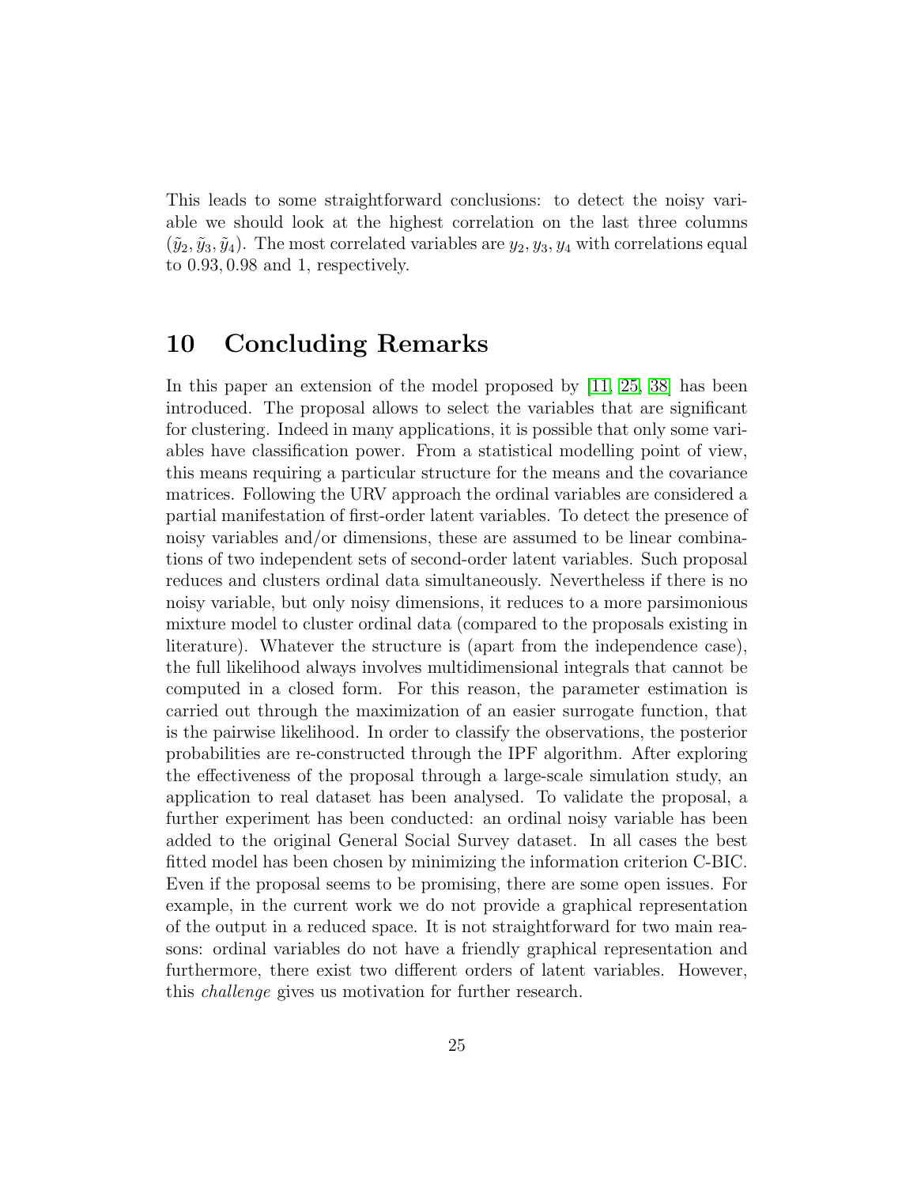This leads to some straightforward conclusions: to detect the noisy variable we should look at the highest correlation on the last three columns $(\tilde{y}_2, \tilde{y}_3, \tilde{y}_4)$. The most correlated variables are $y_2, y_3, y_4$ with correlations equal to $0.93, 0.98$ and $1$, respectively.

# 10 Concluding Remarks

In this paper an extension of the model proposed by [11, 25, 38] has been introduced. The proposal allows to select the variables that are significant for clustering. Indeed in many applications, it is possible that only some variables have classification power. From a statistical modelling point of view, this means requiring a particular structure for the means and the covariance matrices. Following the URV approach the ordinal variables are considered a partial manifestation of first-order latent variables. To detect the presence of noisy variables and/or dimensions, these are assumed to be linear combinations of two independent sets of second-order latent variables. Such proposal reduces and clusters ordinal data simultaneously. Nevertheless if there is no noisy variable, but only noisy dimensions, it reduces to a more parsimonious mixture model to cluster ordinal data (compared to the proposals existing in literature). Whatever the structure is (apart from the independence case), the full likelihood always involves multidimensional integrals that cannot be computed in a closed form. For this reason, the parameter estimation is carried out through the maximization of an easier surrogate function, that is the pairwise likelihood. In order to classify the observations, the posterior probabilities are re-constructed through the IPF algorithm. After exploring the effectiveness of the proposal through a large-scale simulation study, an application to real dataset has been analysed. To validate the proposal, a further experiment has been conducted: an ordinal noisy variable has been added to the original General Social Survey dataset. In all cases the best fitted model has been chosen by minimizing the information criterion C-BIC. Even if the proposal seems to be promising, there are some open issues. For example, in the current work we do not provide a graphical representation of the output in a reduced space. It is not straightforward for two main reasons: ordinal variables do not have a friendly graphical representation and furthermore, there exist two different orders of latent variables. However, this *challenge* gives us motivation for further research.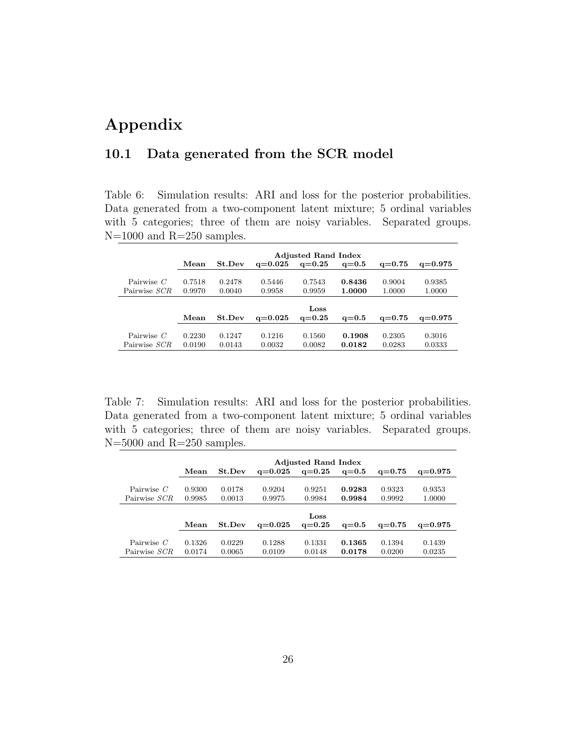# Appendix

## 10.1 Data generated from the SCR model

Table 6: Simulation results: ARI and loss for the posterior probabilities. Data generated from a two-component latent mixture; 5 ordinal variables with 5 categories; three of them are noisy variables. Separated groups. N=1000 and R=250 samples.

| | **Adjusted Rand Index** | | | | | | |
|---|---|---|---|---|---|---|---|
| | **Mean** | **St.Dev** | **q=0.025** | **q=0.25** | **q=0.5** | **q=0.75** | **q=0.975** |
| Pairwise $C$ | 0.7518 | 0.2478 | 0.5446 | 0.7543 | **0.8436** | 0.9004 | 0.9385 |
| Pairwise $SCR$ | 0.9970 | 0.0040 | 0.9958 | 0.9959 | **1.0000** | 1.0000 | 1.0000 |
| | **Loss** | | | | | | |
| | **Mean** | **St.Dev** | **q=0.025** | **q=0.25** | **q=0.5** | **q=0.75** | **q=0.975** |
| Pairwise $C$ | 0.2230 | 0.1247 | 0.1216 | 0.1560 | **0.1908** | 0.2305 | 0.3016 |
| Pairwise $SCR$ | 0.0190 | 0.0143 | 0.0032 | 0.0082 | **0.0182** | 0.0283 | 0.0333 |

Table 7: Simulation results: ARI and loss for the posterior probabilities. Data generated from a two-component latent mixture; 5 ordinal variables with 5 categories; three of them are noisy variables. Separated groups. N=5000 and R=250 samples.

| | **Adjusted Rand Index** | | | | | | |
|---|---|---|---|---|---|---|---|
| | **Mean** | **St.Dev** | **q=0.025** | **q=0.25** | **q=0.5** | **q=0.75** | **q=0.975** |
| Pairwise $C$ | 0.9300 | 0.0178 | 0.9204 | 0.9251 | **0.9283** | 0.9323 | 0.9353 |
| Pairwise $SCR$ | 0.9985 | 0.0013 | 0.9975 | 0.9984 | **0.9984** | 0.9992 | 1.0000 |
| | **Loss** | | | | | | |
| | **Mean** | **St.Dev** | **q=0.025** | **q=0.25** | **q=0.5** | **q=0.75** | **q=0.975** |
| Pairwise $C$ | 0.1326 | 0.0229 | 0.1288 | 0.1331 | **0.1365** | 0.1394 | 0.1439 |
| Pairwise $SCR$ | 0.0174 | 0.0065 | 0.0109 | 0.0148 | **0.0178** | 0.0200 | 0.0235 |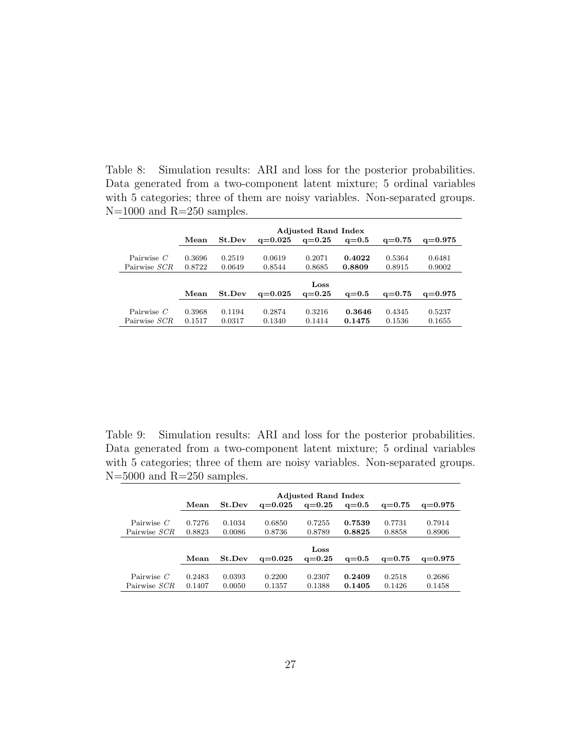Table 8: Simulation results: ARI and loss for the posterior probabilities. Data generated from a two-component latent mixture; 5 ordinal variables with 5 categories; three of them are noisy variables. Non-separated groups. N=1000 and R=250 samples.

| | **Adjusted Rand Index** | | | | | | |
|---|---|---|---|---|---|---|---|
| | **Mean** | **St.Dev** | **q=0.025** | **q=0.25** | **q=0.5** | **q=0.75** | **q=0.975** |
| Pairwise $C$ | 0.3696 | 0.2519 | 0.0619 | 0.2071 | **0.4022** | 0.5364 | 0.6481 |
| Pairwise $SCR$ | 0.8722 | 0.0649 | 0.8544 | 0.8685 | **0.8809** | 0.8915 | 0.9002 |
| | **Loss** | | | | | | |
| | **Mean** | **St.Dev** | **q=0.025** | **q=0.25** | **q=0.5** | **q=0.75** | **q=0.975** |
| Pairwise $C$ | 0.3968 | 0.1194 | 0.2874 | 0.3216 | **0.3646** | 0.4345 | 0.5237 |
| Pairwise $SCR$ | 0.1517 | 0.0317 | 0.1340 | 0.1414 | **0.1475** | 0.1536 | 0.1655 |

Table 9: Simulation results: ARI and loss for the posterior probabilities. Data generated from a two-component latent mixture; 5 ordinal variables with 5 categories; three of them are noisy variables. Non-separated groups. N=5000 and R=250 samples.

| | **Adjusted Rand Index** | | | | | | |
|---|---|---|---|---|---|---|---|
| | **Mean** | **St.Dev** | **q=0.025** | **q=0.25** | **q=0.5** | **q=0.75** | **q=0.975** |
| Pairwise $C$ | 0.7276 | 0.1034 | 0.6850 | 0.7255 | **0.7539** | 0.7731 | 0.7914 |
| Pairwise $SCR$ | 0.8823 | 0.0086 | 0.8736 | 0.8789 | **0.8825** | 0.8858 | 0.8906 |
| | **Loss** | | | | | | |
| | **Mean** | **St.Dev** | **q=0.025** | **q=0.25** | **q=0.5** | **q=0.75** | **q=0.975** |
| Pairwise $C$ | 0.2483 | 0.0393 | 0.2200 | 0.2307 | **0.2409** | 0.2518 | 0.2686 |
| Pairwise $SCR$ | 0.1407 | 0.0050 | 0.1357 | 0.1388 | **0.1405** | 0.1426 | 0.1458 |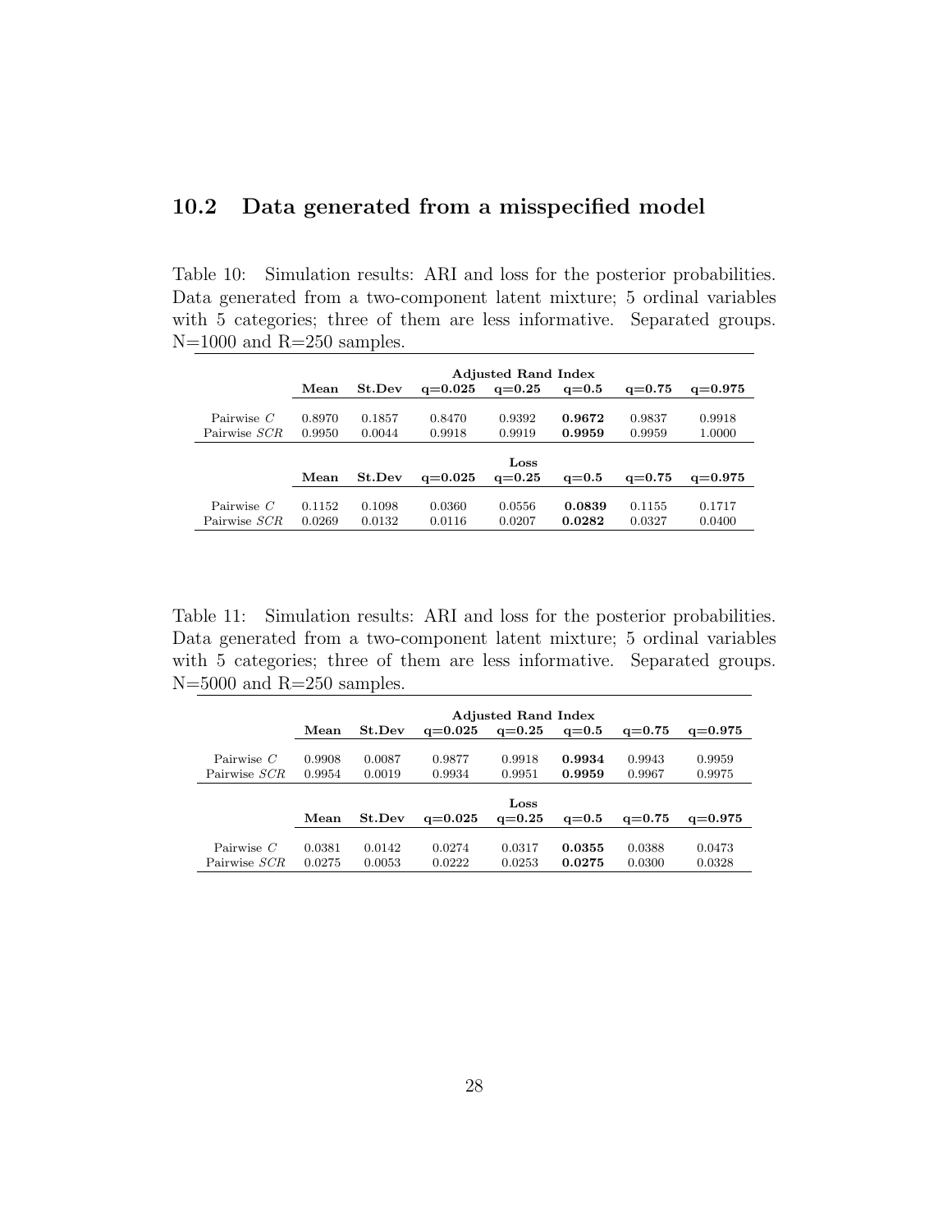## 10.2 Data generated from a misspecified model

Table 10: Simulation results: ARI and loss for the posterior probabilities. Data generated from a two-component latent mixture; 5 ordinal variables with 5 categories; three of them are less informative. Separated groups. N=1000 and R=250 samples.

| | Adjusted Rand Index | | | | | | |
|---|---|---|---|---|---|---|---|
| | **Mean** | **St.Dev** | **q=0.025** | **q=0.25** | **q=0.5** | **q=0.75** | **q=0.975** |
| Pairwise $C$ | 0.8970 | 0.1857 | 0.8470 | 0.9392 | **0.9672** | 0.9837 | 0.9918 |
| Pairwise $SCR$ | 0.9950 | 0.0044 | 0.9918 | 0.9919 | **0.9959** | 0.9959 | 1.0000 |
| | **Loss** | | | | | | |
| | **Mean** | **St.Dev** | **q=0.025** | **q=0.25** | **q=0.5** | **q=0.75** | **q=0.975** |
| Pairwise $C$ | 0.1152 | 0.1098 | 0.0360 | 0.0556 | **0.0839** | 0.1155 | 0.1717 |
| Pairwise $SCR$ | 0.0269 | 0.0132 | 0.0116 | 0.0207 | **0.0282** | 0.0327 | 0.0400 |

Table 11: Simulation results: ARI and loss for the posterior probabilities. Data generated from a two-component latent mixture; 5 ordinal variables with 5 categories; three of them are less informative. Separated groups. N=5000 and R=250 samples.

| | Adjusted Rand Index | | | | | | |
|---|---|---|---|---|---|---|---|
| | **Mean** | **St.Dev** | **q=0.025** | **q=0.25** | **q=0.5** | **q=0.75** | **q=0.975** |
| Pairwise $C$ | 0.9908 | 0.0087 | 0.9877 | 0.9918 | **0.9934** | 0.9943 | 0.9959 |
| Pairwise $SCR$ | 0.9954 | 0.0019 | 0.9934 | 0.9951 | **0.9959** | 0.9967 | 0.9975 |
| | **Loss** | | | | | | |
| | **Mean** | **St.Dev** | **q=0.025** | **q=0.25** | **q=0.5** | **q=0.75** | **q=0.975** |
| Pairwise $C$ | 0.0381 | 0.0142 | 0.0274 | 0.0317 | **0.0355** | 0.0388 | 0.0473 |
| Pairwise $SCR$ | 0.0275 | 0.0053 | 0.0222 | 0.0253 | **0.0275** | 0.0300 | 0.0328 |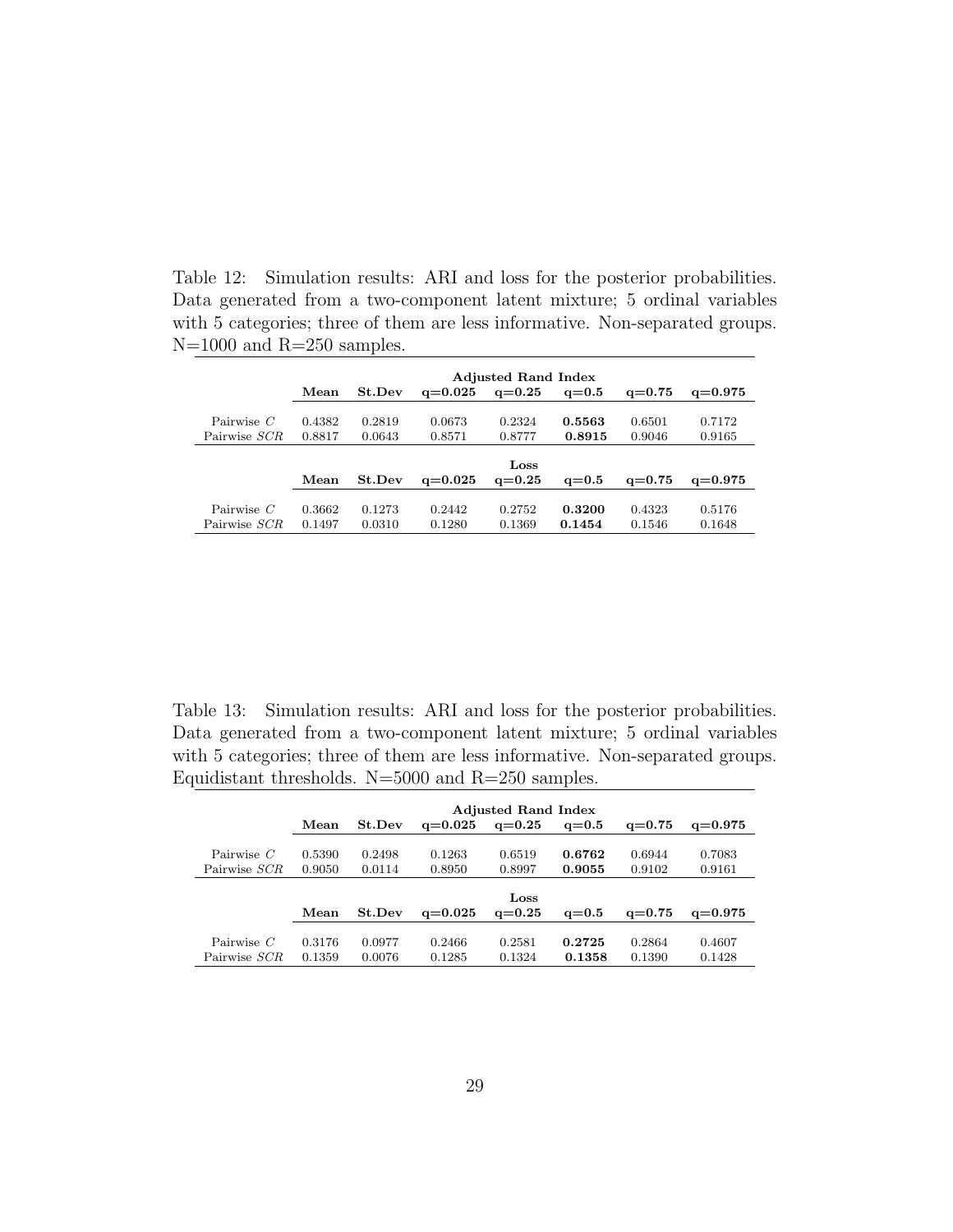Table 12: Simulation results: ARI and loss for the posterior probabilities. Data generated from a two-component latent mixture; 5 ordinal variables with 5 categories; three of them are less informative. Non-separated groups. N=1000 and R=250 samples.

| | **Adjusted Rand Index** | | | | | | |
|---|---|---|---|---|---|---|---|
| | **Mean** | **St.Dev** | **q=0.025** | **q=0.25** | **q=0.5** | **q=0.75** | **q=0.975** |
| Pairwise $C$ | 0.4382 | 0.2819 | 0.0673 | 0.2324 | **0.5563** | 0.6501 | 0.7172 |
| Pairwise $SCR$ | 0.8817 | 0.0643 | 0.8571 | 0.8777 | **0.8915** | 0.9046 | 0.9165 |
| | **Loss** | | | | | | |
| | **Mean** | **St.Dev** | **q=0.025** | **q=0.25** | **q=0.5** | **q=0.75** | **q=0.975** |
| Pairwise $C$ | 0.3662 | 0.1273 | 0.2442 | 0.2752 | **0.3200** | 0.4323 | 0.5176 |
| Pairwise $SCR$ | 0.1497 | 0.0310 | 0.1280 | 0.1369 | **0.1454** | 0.1546 | 0.1648 |

Table 13: Simulation results: ARI and loss for the posterior probabilities. Data generated from a two-component latent mixture; 5 ordinal variables with 5 categories; three of them are less informative. Non-separated groups. Equidistant thresholds. N=5000 and R=250 samples.

| | **Adjusted Rand Index** | | | | | | |
|---|---|---|---|---|---|---|---|
| | **Mean** | **St.Dev** | **q=0.025** | **q=0.25** | **q=0.5** | **q=0.75** | **q=0.975** |
| Pairwise $C$ | 0.5390 | 0.2498 | 0.1263 | 0.6519 | **0.6762** | 0.6944 | 0.7083 |
| Pairwise $SCR$ | 0.9050 | 0.0114 | 0.8950 | 0.8997 | **0.9055** | 0.9102 | 0.9161 |
| | **Loss** | | | | | | |
| | **Mean** | **St.Dev** | **q=0.025** | **q=0.25** | **q=0.5** | **q=0.75** | **q=0.975** |
| Pairwise $C$ | 0.3176 | 0.0977 | 0.2466 | 0.2581 | **0.2725** | 0.2864 | 0.4607 |
| Pairwise $SCR$ | 0.1359 | 0.0076 | 0.1285 | 0.1324 | **0.1358** | 0.1390 | 0.1428 |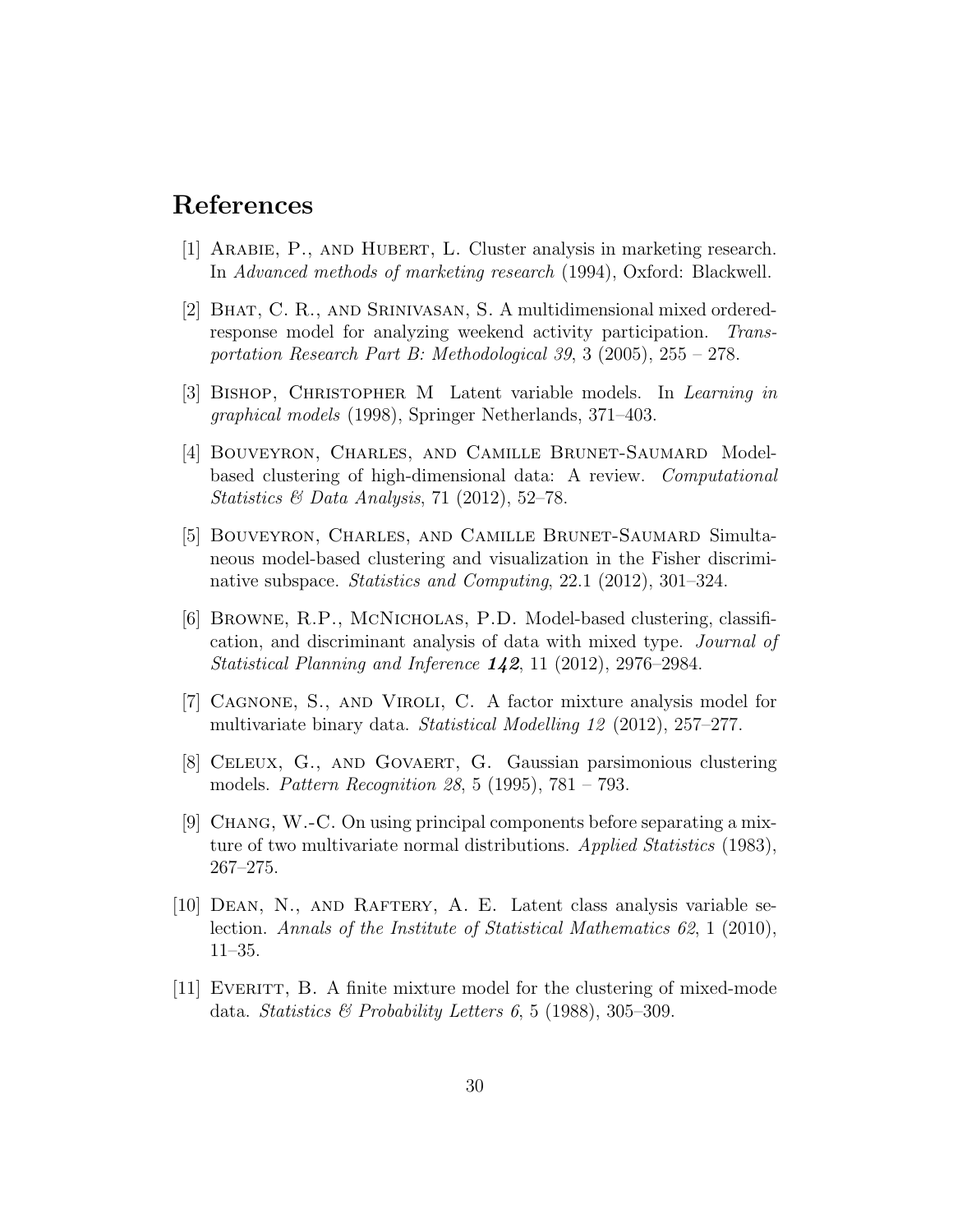# References

[1] Arabie, P., and Hubert, L. Cluster analysis in marketing research. In *Advanced methods of marketing research* (1994), Oxford: Blackwell.

[2] Bhat, C. R., and Srinivasan, S. A multidimensional mixed ordered-response model for analyzing weekend activity participation. *Transportation Research Part B: Methodological 39*, 3 (2005), 255 – 278.

[3] Bishop, Christopher M Latent variable models. In *Learning in graphical models* (1998), Springer Netherlands, 371–403.

[4] Bouveyron, Charles, and Camille Brunet-Saumard Model-based clustering of high-dimensional data: A review. *Computational Statistics & Data Analysis*, 71 (2012), 52–78.

[5] Bouveyron, Charles, and Camille Brunet-Saumard Simultaneous model-based clustering and visualization in the Fisher discriminative subspace. *Statistics and Computing*, 22.1 (2012), 301–324.

[6] Browne, R.P., McNicholas, P.D. Model-based clustering, classification, and discriminant analysis of data with mixed type. *Journal of Statistical Planning and Inference* ***142***, 11 (2012), 2976–2984.

[7] Cagnone, S., and Viroli, C. A factor mixture analysis model for multivariate binary data. *Statistical Modelling 12* (2012), 257–277.

[8] Celeux, G., and Govaert, G. Gaussian parsimonious clustering models. *Pattern Recognition 28*, 5 (1995), 781 – 793.

[9] Chang, W.-C. On using principal components before separating a mixture of two multivariate normal distributions. *Applied Statistics* (1983), 267–275.

[10] Dean, N., and Raftery, A. E. Latent class analysis variable selection. *Annals of the Institute of Statistical Mathematics 62*, 1 (2010), 11–35.

[11] Everitt, B. A finite mixture model for the clustering of mixed-mode data. *Statistics & Probability Letters 6*, 5 (1988), 305–309.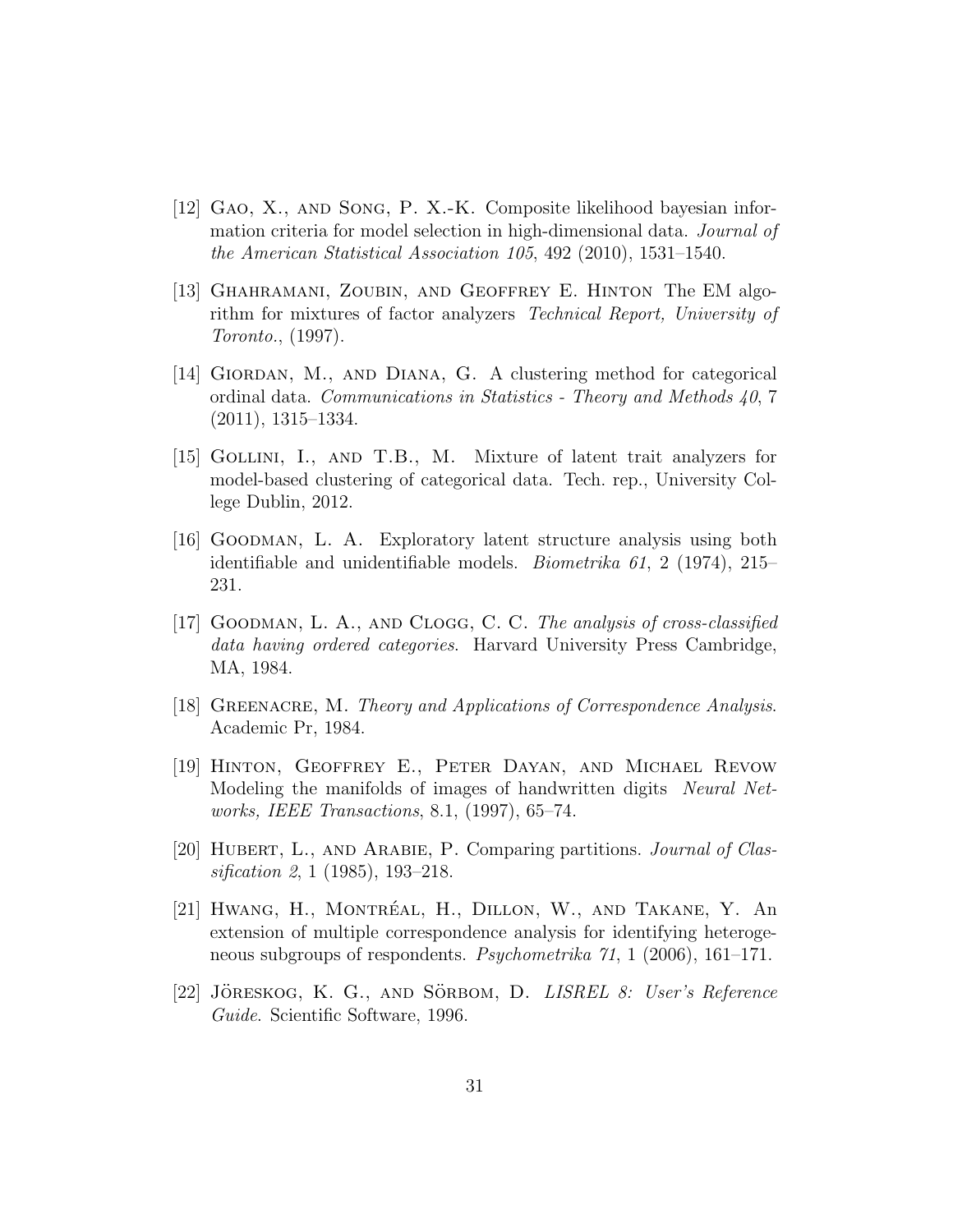[12] Gao, X., and Song, P. X.-K. Composite likelihood bayesian information criteria for model selection in high-dimensional data. *Journal of the American Statistical Association 105*, 492 (2010), 1531–1540.

[13] Ghahramani, Zoubin, and Geoffrey E. Hinton The EM algorithm for mixtures of factor analyzers *Technical Report, University of Toronto.*, (1997).

[14] Giordan, M., and Diana, G. A clustering method for categorical ordinal data. *Communications in Statistics - Theory and Methods 40*, 7 (2011), 1315–1334.

[15] Gollini, I., and T.B., M. Mixture of latent trait analyzers for model-based clustering of categorical data. Tech. rep., University College Dublin, 2012.

[16] Goodman, L. A. Exploratory latent structure analysis using both identifiable and unidentifiable models. *Biometrika 61*, 2 (1974), 215–231.

[17] Goodman, L. A., and Clogg, C. C. *The analysis of cross-classified data having ordered categories*. Harvard University Press Cambridge, MA, 1984.

[18] Greenacre, M. *Theory and Applications of Correspondence Analysis*. Academic Pr, 1984.

[19] Hinton, Geoffrey E., Peter Dayan, and Michael Revow Modeling the manifolds of images of handwritten digits *Neural Networks, IEEE Transactions*, 8.1, (1997), 65–74.

[20] Hubert, L., and Arabie, P. Comparing partitions. *Journal of Classification 2*, 1 (1985), 193–218.

[21] Hwang, H., Montréal, H., Dillon, W., and Takane, Y. An extension of multiple correspondence analysis for identifying heterogeneous subgroups of respondents. *Psychometrika 71*, 1 (2006), 161–171.

[22] Jöreskog, K. G., and Sörbom, D. *LISREL 8: User's Reference Guide*. Scientific Software, 1996.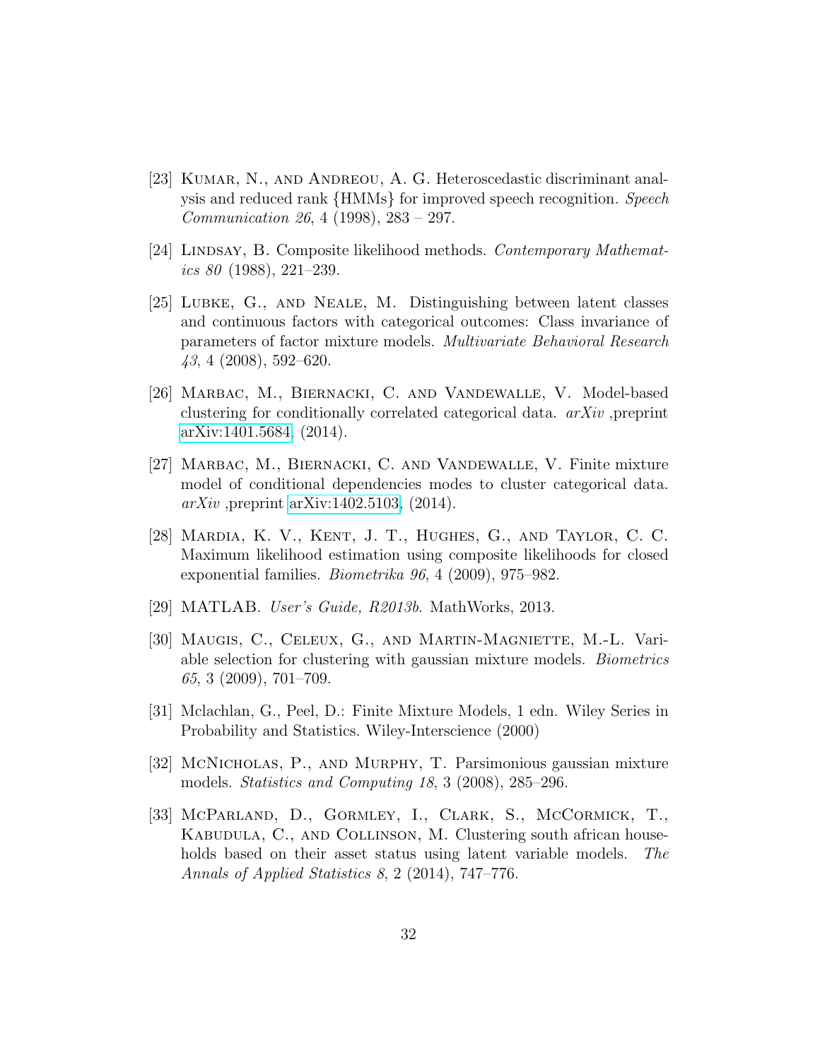[23] Kumar, N., and Andreou, A. G. Heteroscedastic discriminant analysis and reduced rank {HMMs} for improved speech recognition. *Speech Communication 26*, 4 (1998), 283 – 297.

[24] Lindsay, B. Composite likelihood methods. *Contemporary Mathematics 80* (1988), 221–239.

[25] Lubke, G., and Neale, M. Distinguishing between latent classes and continuous factors with categorical outcomes: Class invariance of parameters of factor mixture models. *Multivariate Behavioral Research 43*, 4 (2008), 592–620.

[26] Marbac, M., Biernacki, C. and Vandewalle, V. Model-based clustering for conditionally correlated categorical data. *arXiv* ,preprint arXiv:1401.5684, (2014).

[27] Marbac, M., Biernacki, C. and Vandewalle, V. Finite mixture model of conditional dependencies modes to cluster categorical data. *arXiv* ,preprint arXiv:1402.5103, (2014).

[28] Mardia, K. V., Kent, J. T., Hughes, G., and Taylor, C. C. Maximum likelihood estimation using composite likelihoods for closed exponential families. *Biometrika 96*, 4 (2009), 975–982.

[29] MATLAB. *User's Guide, R2013b*. MathWorks, 2013.

[30] Maugis, C., Celeux, G., and Martin-Magniette, M.-L. Variable selection for clustering with gaussian mixture models. *Biometrics 65*, 3 (2009), 701–709.

[31] Mclachlan, G., Peel, D.: Finite Mixture Models, 1 edn. Wiley Series in Probability and Statistics. Wiley-Interscience (2000)

[32] McNicholas, P., and Murphy, T. Parsimonious gaussian mixture models. *Statistics and Computing 18*, 3 (2008), 285–296.

[33] McParland, D., Gormley, I., Clark, S., McCormick, T., Kabudula, C., and Collinson, M. Clustering south african households based on their asset status using latent variable models. *The Annals of Applied Statistics 8*, 2 (2014), 747–776.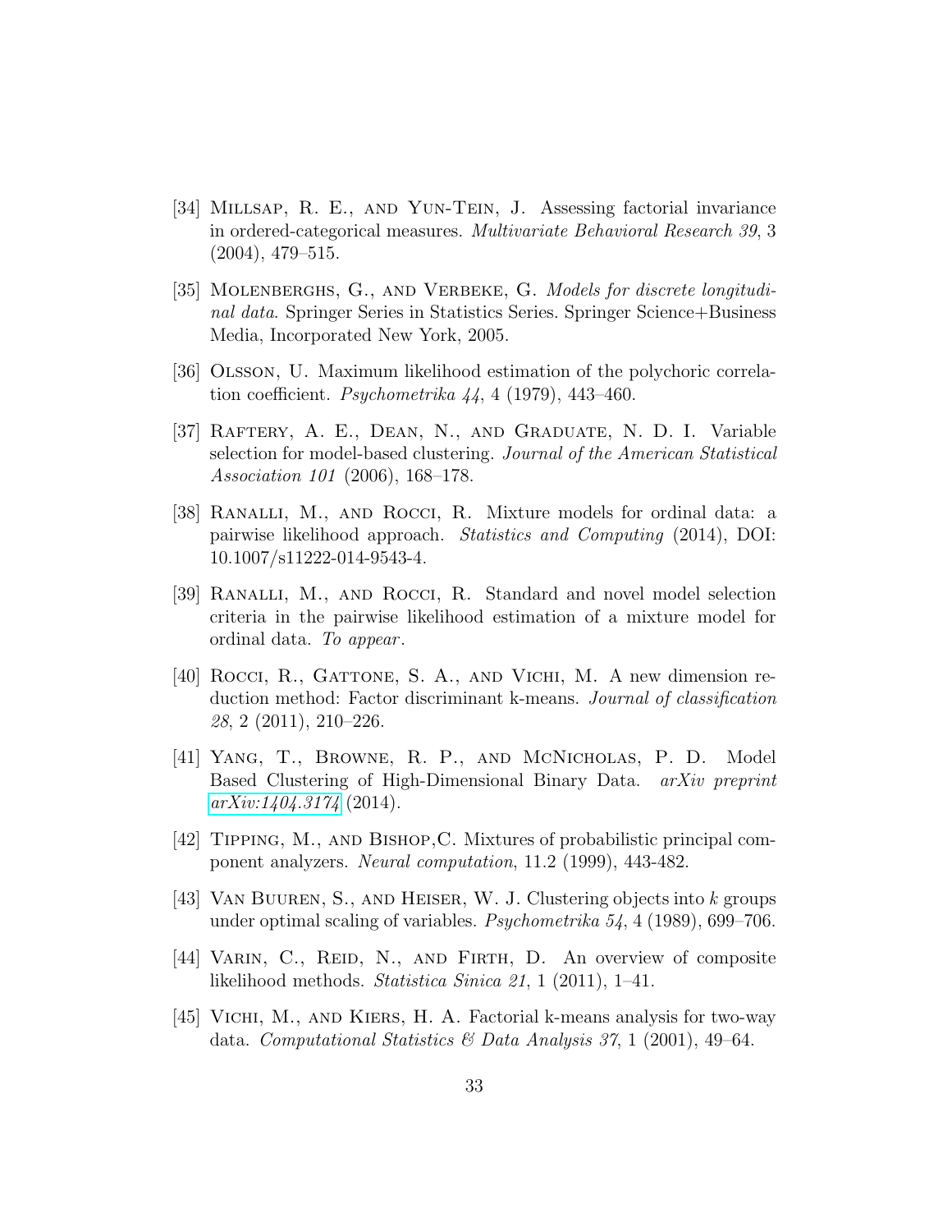[34] Millsap, R. E., and Yun-Tein, J. Assessing factorial invariance in ordered-categorical measures. *Multivariate Behavioral Research 39*, 3 (2004), 479–515.

[35] Molenberghs, G., and Verbeke, G. *Models for discrete longitudinal data*. Springer Series in Statistics Series. Springer Science+Business Media, Incorporated New York, 2005.

[36] Olsson, U. Maximum likelihood estimation of the polychoric correlation coefficient. *Psychometrika 44*, 4 (1979), 443–460.

[37] Raftery, A. E., Dean, N., and Graduate, N. D. I. Variable selection for model-based clustering. *Journal of the American Statistical Association 101* (2006), 168–178.

[38] Ranalli, M., and Rocci, R. Mixture models for ordinal data: a pairwise likelihood approach. *Statistics and Computing* (2014), DOI: 10.1007/s11222-014-9543-4.

[39] Ranalli, M., and Rocci, R. Standard and novel model selection criteria in the pairwise likelihood estimation of a mixture model for ordinal data. *To appear*.

[40] Rocci, R., Gattone, S. A., and Vichi, M. A new dimension reduction method: Factor discriminant k-means. *Journal of classification 28*, 2 (2011), 210–226.

[41] Yang, T., Browne, R. P., and McNicholas, P. D. Model Based Clustering of High-Dimensional Binary Data. *arXiv preprint arXiv:1404.3174* (2014).

[42] Tipping, M., and Bishop,C. Mixtures of probabilistic principal component analyzers. *Neural computation*, 11.2 (1999), 443-482.

[43] Van Buuren, S., and Heiser, W. J. Clustering objects into $k$ groups under optimal scaling of variables. *Psychometrika 54*, 4 (1989), 699–706.

[44] Varin, C., Reid, N., and Firth, D. An overview of composite likelihood methods. *Statistica Sinica 21*, 1 (2011), 1–41.

[45] Vichi, M., and Kiers, H. A. Factorial k-means analysis for two-way data. *Computational Statistics & Data Analysis 37*, 1 (2001), 49–64.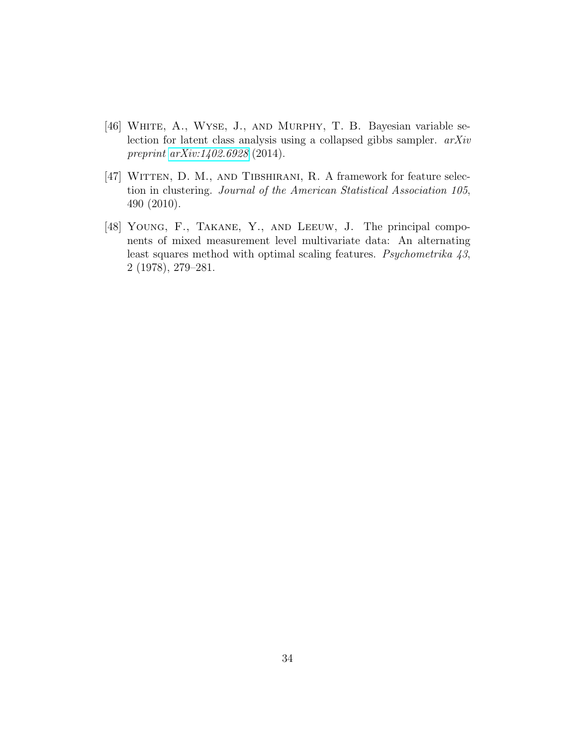[46] White, A., Wyse, J., and Murphy, T. B. Bayesian variable selection for latent class analysis using a collapsed gibbs sampler. *arXiv preprint arXiv:1402.6928* (2014).

[47] Witten, D. M., and Tibshirani, R. A framework for feature selection in clustering. *Journal of the American Statistical Association 105*, 490 (2010).

[48] Young, F., Takane, Y., and Leeuw, J. The principal components of mixed measurement level multivariate data: An alternating least squares method with optimal scaling features. *Psychometrika 43*, 2 (1978), 279–281.